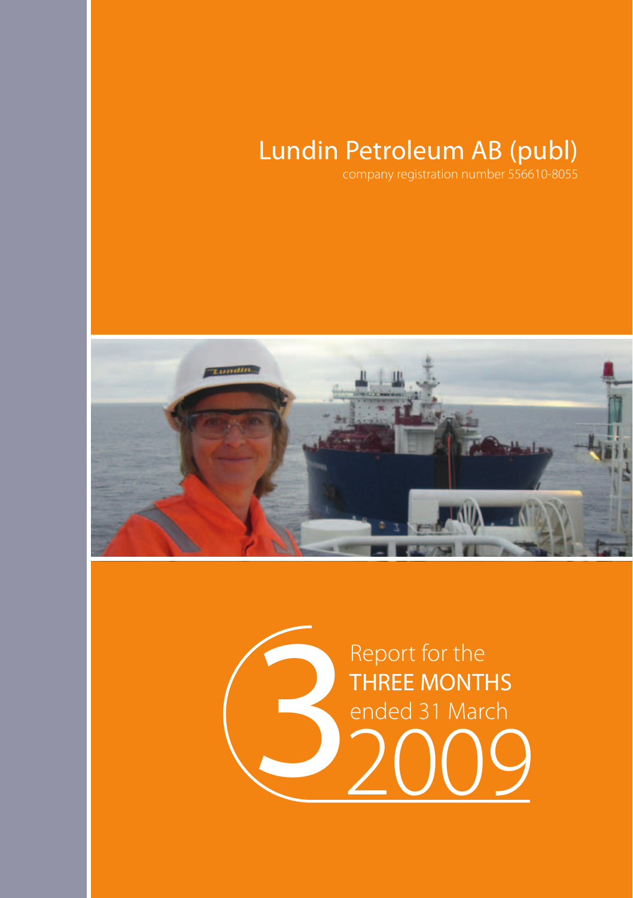# Lundin Petroleum AB (publ)

company registration number 556610-8055

3

Report for the THREE MONTHS ended 31 March 2009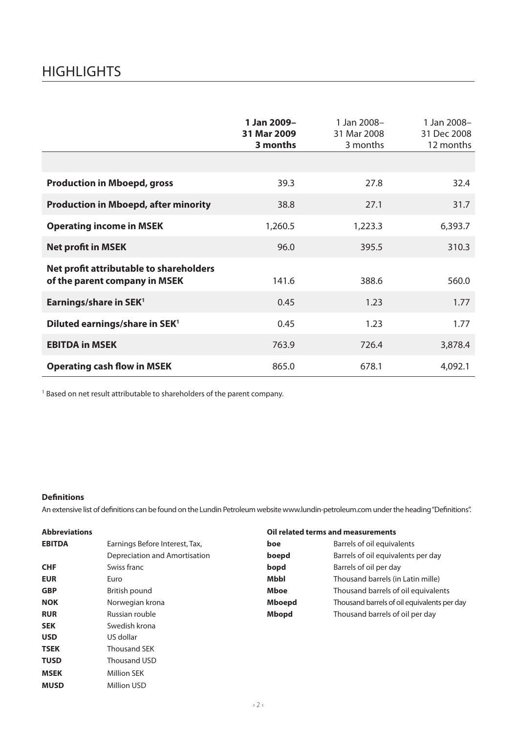# HIGHLIGHTS

| | **1 Jan 2009– 31 Mar 2009 3 months** | 1 Jan 2008– 31 Mar 2008 3 months | 1 Jan 2008– 31 Dec 2008 12 months |
|---|---|---|---|
| **Production in Mboepd, gross** | 39.3 | 27.8 | 32.4 |
| **Production in Mboepd, after minority** | 38.8 | 27.1 | 31.7 |
| **Operating income in MSEK** | 1,260.5 | 1,223.3 | 6,393.7 |
| **Net profit in MSEK** | 96.0 | 395.5 | 310.3 |
| **Net profit attributable to shareholders of the parent company in MSEK** | 141.6 | 388.6 | 560.0 |
| **Earnings/share in SEK[1]** | 0.45 | 1.23 | 1.77 |
| **Diluted earnings/share in SEK[1]** | 0.45 | 1.23 | 1.77 |
| **EBITDA in MSEK** | 763.9 | 726.4 | 3,878.4 |
| **Operating cash flow in MSEK** | 865.0 | 678.1 | 4,092.1 |

[1] Based on net result attributable to shareholders of the parent company.

**Definitions**

An extensive list of definitions can be found on the Lundin Petroleum website www.lundin-petroleum.com under the heading "Definitions".

**Abbreviations**

| | |
|---|---|
| **EBITDA** | Earnings Before Interest, Tax, Depreciation and Amortisation |
| **CHF** | Swiss franc |
| **EUR** | Euro |
| **GBP** | British pound |
| **NOK** | Norwegian krona |
| **RUR** | Russian rouble |
| **SEK** | Swedish krona |
| **USD** | US dollar |
| **TSEK** | Thousand SEK |
| **TUSD** | Thousand USD |
| **MSEK** | Million SEK |
| **MUSD** | Million USD |

**Oil related terms and measurements**

| | |
|---|---|
| **boe** | Barrels of oil equivalents |
| **boepd** | Barrels of oil equivalents per day |
| **bopd** | Barrels of oil per day |
| **Mbbl** | Thousand barrels (in Latin mille) |
| **Mboe** | Thousand barrels of oil equivalents |
| **Mboepd** | Thousand barrels of oil equivalents per day |
| **Mbopd** | Thousand barrels of oil per day |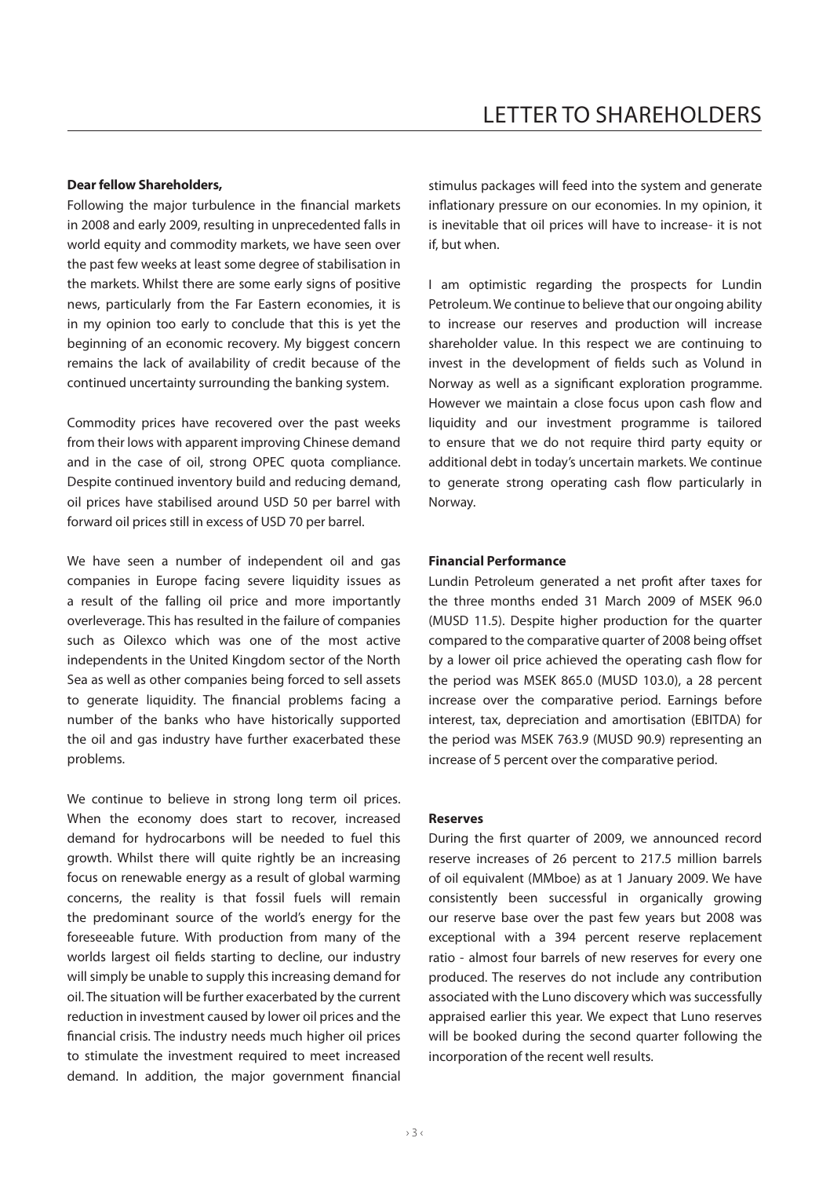// LETTER TO SHAREHOLDERS

**Dear fellow Shareholders,**

Following the major turbulence in the financial markets in 2008 and early 2009, resulting in unprecedented falls in world equity and commodity markets, we have seen over the past few weeks at least some degree of stabilisation in the markets. Whilst there are some early signs of positive news, particularly from the Far Eastern economies, it is in my opinion too early to conclude that this is yet the beginning of an economic recovery. My biggest concern remains the lack of availability of credit because of the continued uncertainty surrounding the banking system.

Commodity prices have recovered over the past weeks from their lows with apparent improving Chinese demand and in the case of oil, strong OPEC quota compliance. Despite continued inventory build and reducing demand, oil prices have stabilised around USD 50 per barrel with forward oil prices still in excess of USD 70 per barrel.

We have seen a number of independent oil and gas companies in Europe facing severe liquidity issues as a result of the falling oil price and more importantly overleverage. This has resulted in the failure of companies such as Oilexco which was one of the most active independents in the United Kingdom sector of the North Sea as well as other companies being forced to sell assets to generate liquidity. The financial problems facing a number of the banks who have historically supported the oil and gas industry have further exacerbated these problems.

We continue to believe in strong long term oil prices. When the economy does start to recover, increased demand for hydrocarbons will be needed to fuel this growth. Whilst there will quite rightly be an increasing focus on renewable energy as a result of global warming concerns, the reality is that fossil fuels will remain the predominant source of the world's energy for the foreseeable future. With production from many of the worlds largest oil fields starting to decline, our industry will simply be unable to supply this increasing demand for oil. The situation will be further exacerbated by the current reduction in investment caused by lower oil prices and the financial crisis. The industry needs much higher oil prices to stimulate the investment required to meet increased demand. In addition, the major government financial stimulus packages will feed into the system and generate inflationary pressure on our economies. In my opinion, it is inevitable that oil prices will have to increase- it is not if, but when.

I am optimistic regarding the prospects for Lundin Petroleum. We continue to believe that our ongoing ability to increase our reserves and production will increase shareholder value. In this respect we are continuing to invest in the development of fields such as Volund in Norway as well as a significant exploration programme. However we maintain a close focus upon cash flow and liquidity and our investment programme is tailored to ensure that we do not require third party equity or additional debt in today's uncertain markets. We continue to generate strong operating cash flow particularly in Norway.

**Financial Performance**

Lundin Petroleum generated a net profit after taxes for the three months ended 31 March 2009 of MSEK 96.0 (MUSD 11.5). Despite higher production for the quarter compared to the comparative quarter of 2008 being offset by a lower oil price achieved the operating cash flow for the period was MSEK 865.0 (MUSD 103.0), a 28 percent increase over the comparative period. Earnings before interest, tax, depreciation and amortisation (EBITDA) for the period was MSEK 763.9 (MUSD 90.9) representing an increase of 5 percent over the comparative period.

**Reserves**

During the first quarter of 2009, we announced record reserve increases of 26 percent to 217.5 million barrels of oil equivalent (MMboe) as at 1 January 2009. We have consistently been successful in organically growing our reserve base over the past few years but 2008 was exceptional with a 394 percent reserve replacement ratio - almost four barrels of new reserves for every one produced. The reserves do not include any contribution associated with the Luno discovery which was successfully appraised earlier this year. We expect that Luno reserves will be booked during the second quarter following the incorporation of the recent well results.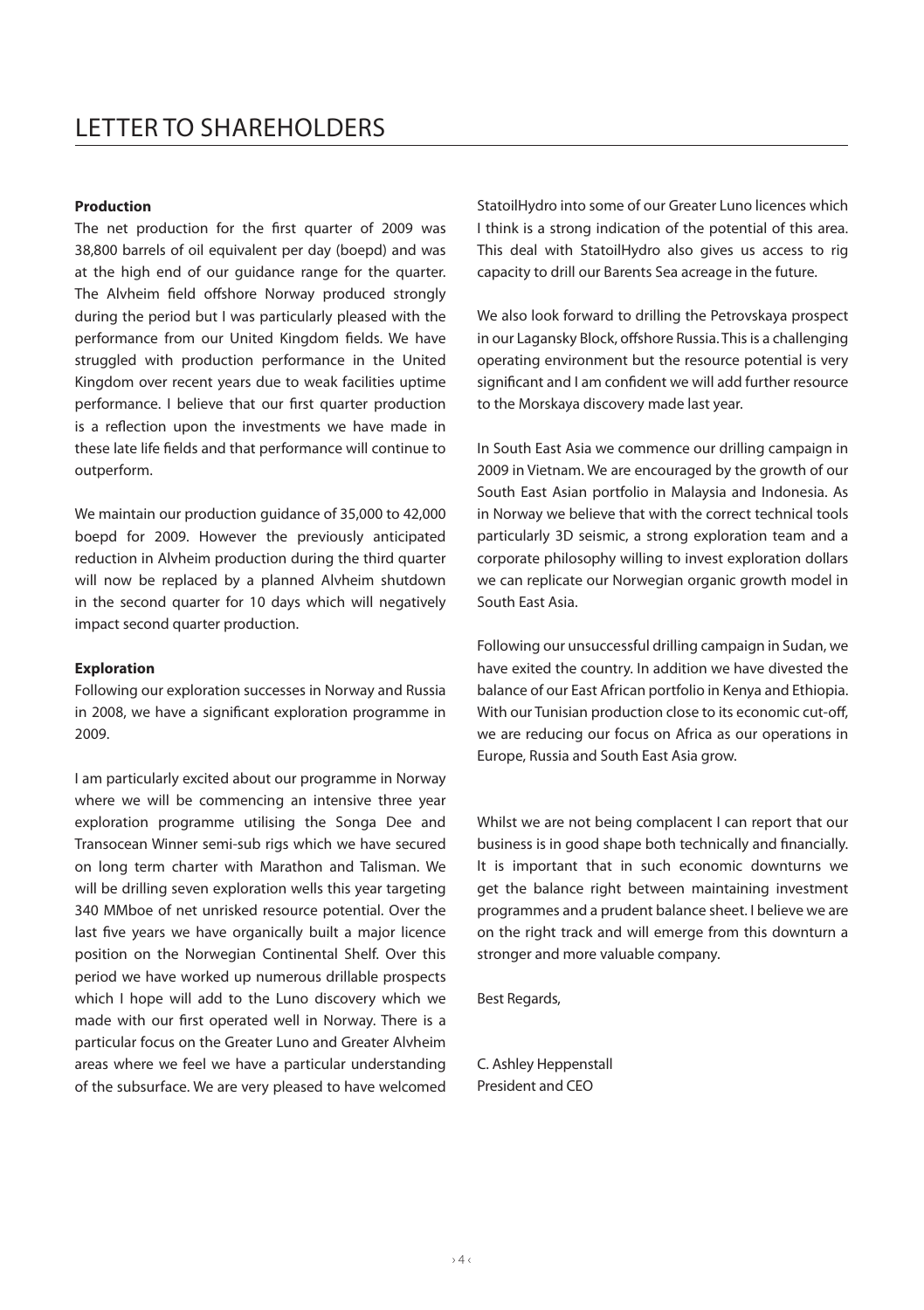# LETTER TO SHAREHOLDERS

**Production**

The net production for the first quarter of 2009 was 38,800 barrels of oil equivalent per day (boepd) and was at the high end of our guidance range for the quarter. The Alvheim field offshore Norway produced strongly during the period but I was particularly pleased with the performance from our United Kingdom fields. We have struggled with production performance in the United Kingdom over recent years due to weak facilities uptime performance. I believe that our first quarter production is a reflection upon the investments we have made in these late life fields and that performance will continue to outperform.

We maintain our production guidance of 35,000 to 42,000 boepd for 2009. However the previously anticipated reduction in Alvheim production during the third quarter will now be replaced by a planned Alvheim shutdown in the second quarter for 10 days which will negatively impact second quarter production.

**Exploration**

Following our exploration successes in Norway and Russia in 2008, we have a significant exploration programme in 2009.

I am particularly excited about our programme in Norway where we will be commencing an intensive three year exploration programme utilising the Songa Dee and Transocean Winner semi-sub rigs which we have secured on long term charter with Marathon and Talisman. We will be drilling seven exploration wells this year targeting 340 MMboe of net unrisked resource potential. Over the last five years we have organically built a major licence position on the Norwegian Continental Shelf. Over this period we have worked up numerous drillable prospects which I hope will add to the Luno discovery which we made with our first operated well in Norway. There is a particular focus on the Greater Luno and Greater Alvheim areas where we feel we have a particular understanding of the subsurface. We are very pleased to have welcomed StatoilHydro into some of our Greater Luno licences which I think is a strong indication of the potential of this area. This deal with StatoilHydro also gives us access to rig capacity to drill our Barents Sea acreage in the future.

We also look forward to drilling the Petrovskaya prospect in our Lagansky Block, offshore Russia. This is a challenging operating environment but the resource potential is very significant and I am confident we will add further resource to the Morskaya discovery made last year.

In South East Asia we commence our drilling campaign in 2009 in Vietnam. We are encouraged by the growth of our South East Asian portfolio in Malaysia and Indonesia. As in Norway we believe that with the correct technical tools particularly 3D seismic, a strong exploration team and a corporate philosophy willing to invest exploration dollars we can replicate our Norwegian organic growth model in South East Asia.

Following our unsuccessful drilling campaign in Sudan, we have exited the country. In addition we have divested the balance of our East African portfolio in Kenya and Ethiopia. With our Tunisian production close to its economic cut-off, we are reducing our focus on Africa as our operations in Europe, Russia and South East Asia grow.

Whilst we are not being complacent I can report that our business is in good shape both technically and financially. It is important that in such economic downturns we get the balance right between maintaining investment programmes and a prudent balance sheet. I believe we are on the right track and will emerge from this downturn a stronger and more valuable company.

Best Regards,

C. Ashley Heppenstall
President and CEO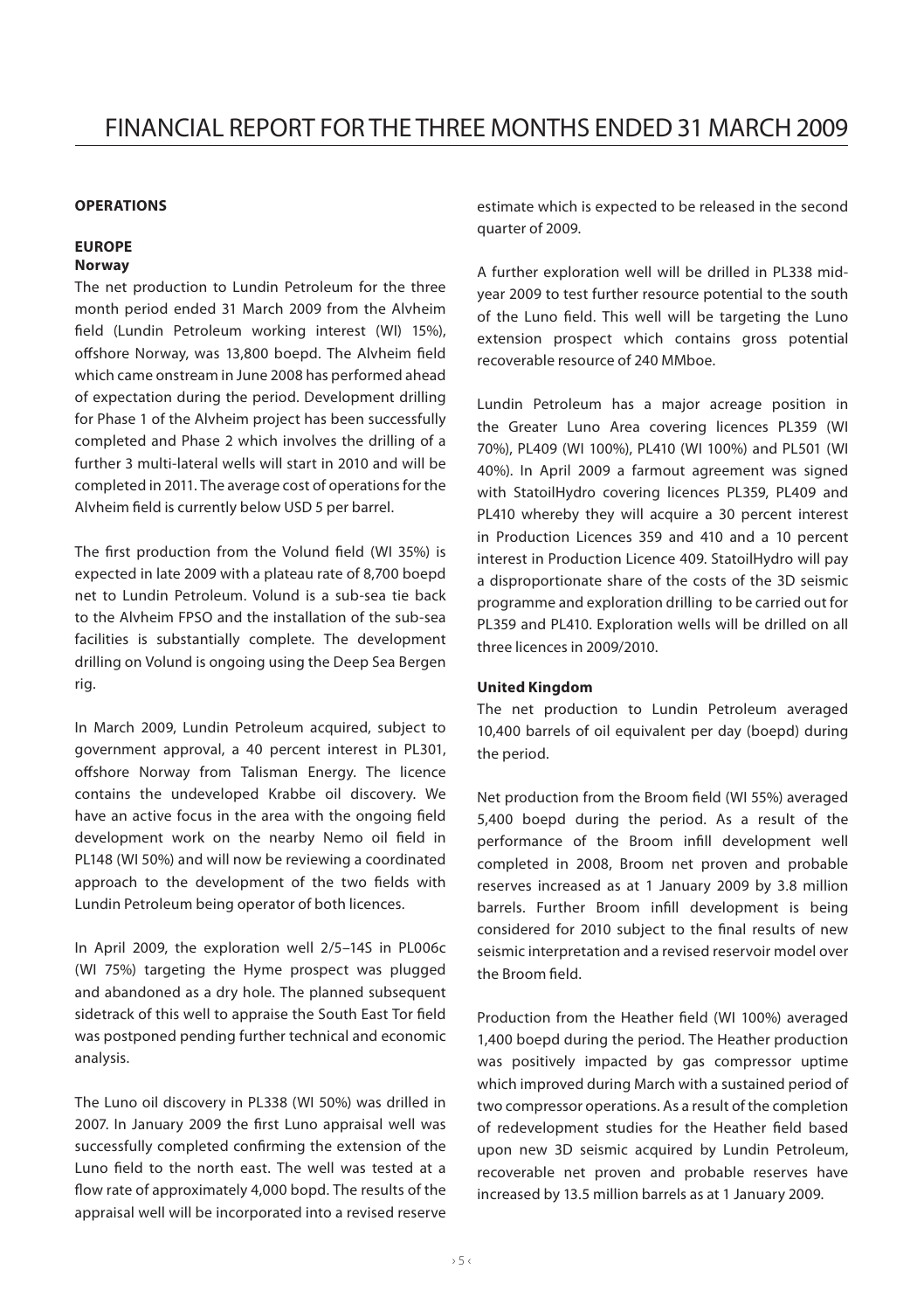## OPERATIONS

### EUROPE

#### Norway

The net production to Lundin Petroleum for the three month period ended 31 March 2009 from the Alvheim field (Lundin Petroleum working interest (WI) 15%), offshore Norway, was 13,800 boepd. The Alvheim field which came onstream in June 2008 has performed ahead of expectation during the period. Development drilling for Phase 1 of the Alvheim project has been successfully completed and Phase 2 which involves the drilling of a further 3 multi-lateral wells will start in 2010 and will be completed in 2011. The average cost of operations for the Alvheim field is currently below USD 5 per barrel.

The first production from the Volund field (WI 35%) is expected in late 2009 with a plateau rate of 8,700 boepd net to Lundin Petroleum. Volund is a sub-sea tie back to the Alvheim FPSO and the installation of the sub-sea facilities is substantially complete. The development drilling on Volund is ongoing using the Deep Sea Bergen rig.

In March 2009, Lundin Petroleum acquired, subject to government approval, a 40 percent interest in PL301, offshore Norway from Talisman Energy. The licence contains the undeveloped Krabbe oil discovery. We have an active focus in the area with the ongoing field development work on the nearby Nemo oil field in PL148 (WI 50%) and will now be reviewing a coordinated approach to the development of the two fields with Lundin Petroleum being operator of both licences.

In April 2009, the exploration well 2/5–14S in PL006c (WI 75%) targeting the Hyme prospect was plugged and abandoned as a dry hole. The planned subsequent sidetrack of this well to appraise the South East Tor field was postponed pending further technical and economic analysis.

The Luno oil discovery in PL338 (WI 50%) was drilled in 2007. In January 2009 the first Luno appraisal well was successfully completed confirming the extension of the Luno field to the north east. The well was tested at a flow rate of approximately 4,000 bopd. The results of the appraisal well will be incorporated into a revised reserve estimate which is expected to be released in the second quarter of 2009.

A further exploration well will be drilled in PL338 mid-year 2009 to test further resource potential to the south of the Luno field. This well will be targeting the Luno extension prospect which contains gross potential recoverable resource of 240 MMboe.

Lundin Petroleum has a major acreage position in the Greater Luno Area covering licences PL359 (WI 70%), PL409 (WI 100%), PL410 (WI 100%) and PL501 (WI 40%). In April 2009 a farmout agreement was signed with StatoilHydro covering licences PL359, PL409 and PL410 whereby they will acquire a 30 percent interest in Production Licences 359 and 410 and a 10 percent interest in Production Licence 409. StatoilHydro will pay a disproportionate share of the costs of the 3D seismic programme and exploration drilling to be carried out for PL359 and PL410. Exploration wells will be drilled on all three licences in 2009/2010.

#### United Kingdom

The net production to Lundin Petroleum averaged 10,400 barrels of oil equivalent per day (boepd) during the period.

Net production from the Broom field (WI 55%) averaged 5,400 boepd during the period. As a result of the performance of the Broom infill development well completed in 2008, Broom net proven and probable reserves increased as at 1 January 2009 by 3.8 million barrels. Further Broom infill development is being considered for 2010 subject to the final results of new seismic interpretation and a revised reservoir model over the Broom field.

Production from the Heather field (WI 100%) averaged 1,400 boepd during the period. The Heather production was positively impacted by gas compressor uptime which improved during March with a sustained period of two compressor operations. As a result of the completion of redevelopment studies for the Heather field based upon new 3D seismic acquired by Lundin Petroleum, recoverable net proven and probable reserves have increased by 13.5 million barrels as at 1 January 2009.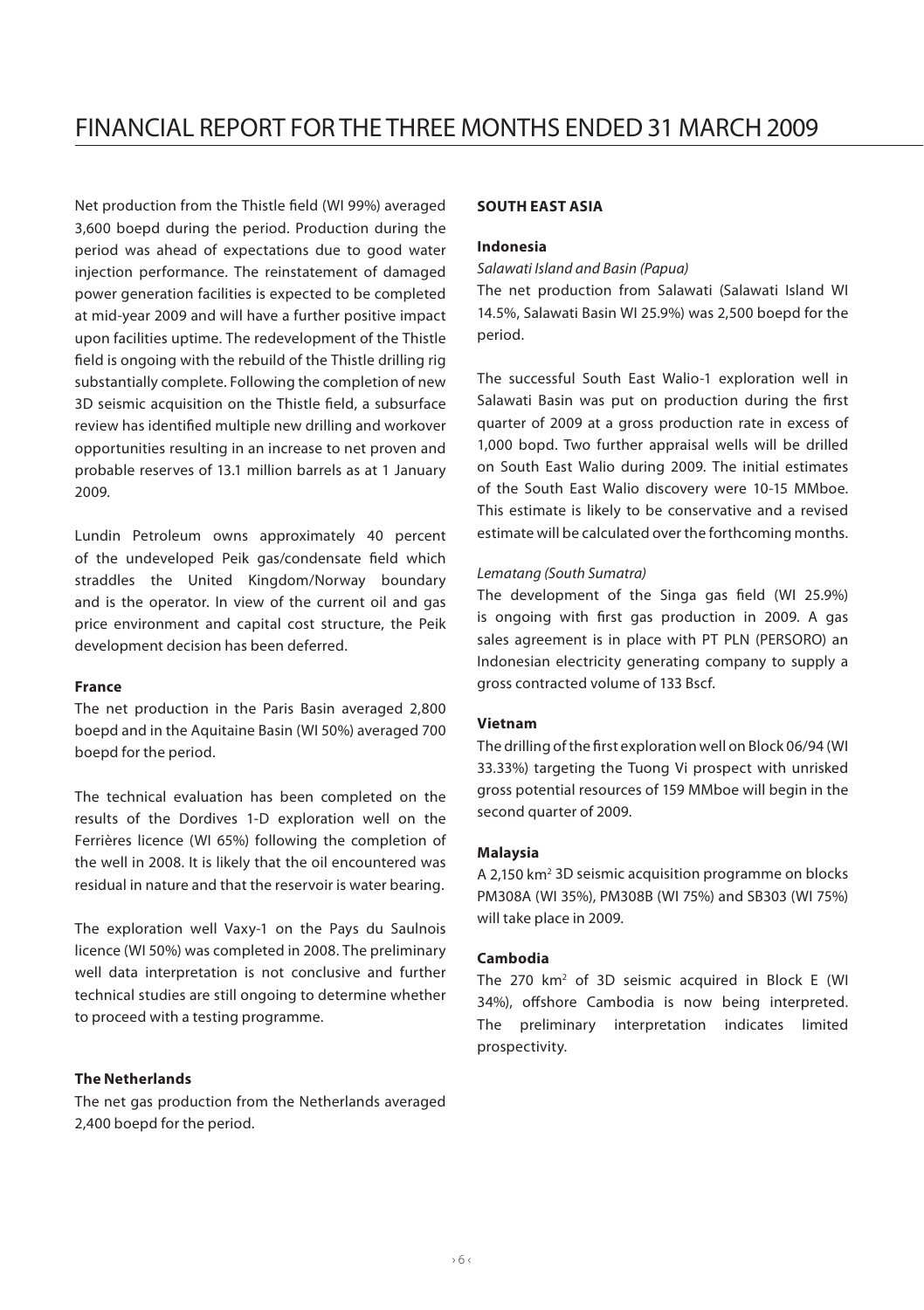Net production from the Thistle field (WI 99%) averaged 3,600 boepd during the period. Production during the period was ahead of expectations due to good water injection performance. The reinstatement of damaged power generation facilities is expected to be completed at mid-year 2009 and will have a further positive impact upon facilities uptime. The redevelopment of the Thistle field is ongoing with the rebuild of the Thistle drilling rig substantially complete. Following the completion of new 3D seismic acquisition on the Thistle field, a subsurface review has identified multiple new drilling and workover opportunities resulting in an increase to net proven and probable reserves of 13.1 million barrels as at 1 January 2009.

Lundin Petroleum owns approximately 40 percent of the undeveloped Peik gas/condensate field which straddles the United Kingdom/Norway boundary and is the operator. In view of the current oil and gas price environment and capital cost structure, the Peik development decision has been deferred.

#### France

The net production in the Paris Basin averaged 2,800 boepd and in the Aquitaine Basin (WI 50%) averaged 700 boepd for the period.

The technical evaluation has been completed on the results of the Dordives 1-D exploration well on the Ferrières licence (WI 65%) following the completion of the well in 2008. It is likely that the oil encountered was residual in nature and that the reservoir is water bearing.

The exploration well Vaxy-1 on the Pays du Saulnois licence (WI 50%) was completed in 2008. The preliminary well data interpretation is not conclusive and further technical studies are still ongoing to determine whether to proceed with a testing programme.

#### The Netherlands

The net gas production from the Netherlands averaged 2,400 boepd for the period.

### SOUTH EAST ASIA

#### Indonesia

*Salawati Island and Basin (Papua)*

The net production from Salawati (Salawati Island WI 14.5%, Salawati Basin WI 25.9%) was 2,500 boepd for the period.

The successful South East Walio-1 exploration well in Salawati Basin was put on production during the first quarter of 2009 at a gross production rate in excess of 1,000 bopd. Two further appraisal wells will be drilled on South East Walio during 2009. The initial estimates of the South East Walio discovery were 10-15 MMboe. This estimate is likely to be conservative and a revised estimate will be calculated over the forthcoming months.

*Lematang (South Sumatra)*

The development of the Singa gas field (WI 25.9%) is ongoing with first gas production in 2009. A gas sales agreement is in place with PT PLN (PERSORO) an Indonesian electricity generating company to supply a gross contracted volume of 133 Bscf.

#### Vietnam

The drilling of the first exploration well on Block 06/94 (WI 33.33%) targeting the Tuong Vi prospect with unrisked gross potential resources of 159 MMboe will begin in the second quarter of 2009.

#### Malaysia

A 2,150 km$^2$ 3D seismic acquisition programme on blocks PM308A (WI 35%), PM308B (WI 75%) and SB303 (WI 75%) will take place in 2009.

#### Cambodia

The 270 km$^2$ of 3D seismic acquired in Block E (WI 34%), offshore Cambodia is now being interpreted. The preliminary interpretation indicates limited prospectivity.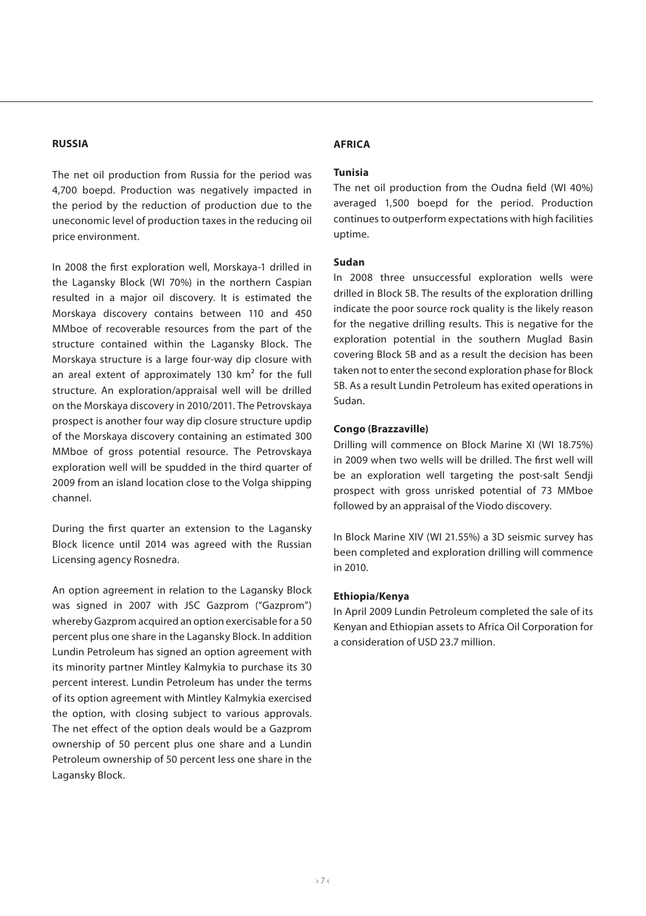## RUSSIA

The net oil production from Russia for the period was 4,700 boepd. Production was negatively impacted in the period by the reduction of production due to the uneconomic level of production taxes in the reducing oil price environment.

In 2008 the first exploration well, Morskaya-1 drilled in the Lagansky Block (WI 70%) in the northern Caspian resulted in a major oil discovery. It is estimated the Morskaya discovery contains between 110 and 450 MMboe of recoverable resources from the part of the structure contained within the Lagansky Block. The Morskaya structure is a large four-way dip closure with an areal extent of approximately 130 $km^2$ for the full structure. An exploration/appraisal well will be drilled on the Morskaya discovery in 2010/2011. The Petrovskaya prospect is another four way dip closure structure updip of the Morskaya discovery containing an estimated 300 MMboe of gross potential resource. The Petrovskaya exploration well will be spudded in the third quarter of 2009 from an island location close to the Volga shipping channel.

During the first quarter an extension to the Lagansky Block licence until 2014 was agreed with the Russian Licensing agency Rosnedra.

An option agreement in relation to the Lagansky Block was signed in 2007 with JSC Gazprom ("Gazprom") whereby Gazprom acquired an option exercisable for a 50 percent plus one share in the Lagansky Block. In addition Lundin Petroleum has signed an option agreement with its minority partner Mintley Kalmykia to purchase its 30 percent interest. Lundin Petroleum has under the terms of its option agreement with Mintley Kalmykia exercised the option, with closing subject to various approvals. The net effect of the option deals would be a Gazprom ownership of 50 percent plus one share and a Lundin Petroleum ownership of 50 percent less one share in the Lagansky Block.

## AFRICA

### Tunisia

The net oil production from the Oudna field (WI 40%) averaged 1,500 boepd for the period. Production continues to outperform expectations with high facilities uptime.

### Sudan

In 2008 three unsuccessful exploration wells were drilled in Block 5B. The results of the exploration drilling indicate the poor source rock quality is the likely reason for the negative drilling results. This is negative for the exploration potential in the southern Muglad Basin covering Block 5B and as a result the decision has been taken not to enter the second exploration phase for Block 5B. As a result Lundin Petroleum has exited operations in Sudan.

### Congo (Brazzaville)

Drilling will commence on Block Marine XI (WI 18.75%) in 2009 when two wells will be drilled. The first well will be an exploration well targeting the post-salt Sendji prospect with gross unrisked potential of 73 MMboe followed by an appraisal of the Viodo discovery.

In Block Marine XIV (WI 21.55%) a 3D seismic survey has been completed and exploration drilling will commence in 2010.

### Ethiopia/Kenya

In April 2009 Lundin Petroleum completed the sale of its Kenyan and Ethiopian assets to Africa Oil Corporation for a consideration of USD 23.7 million.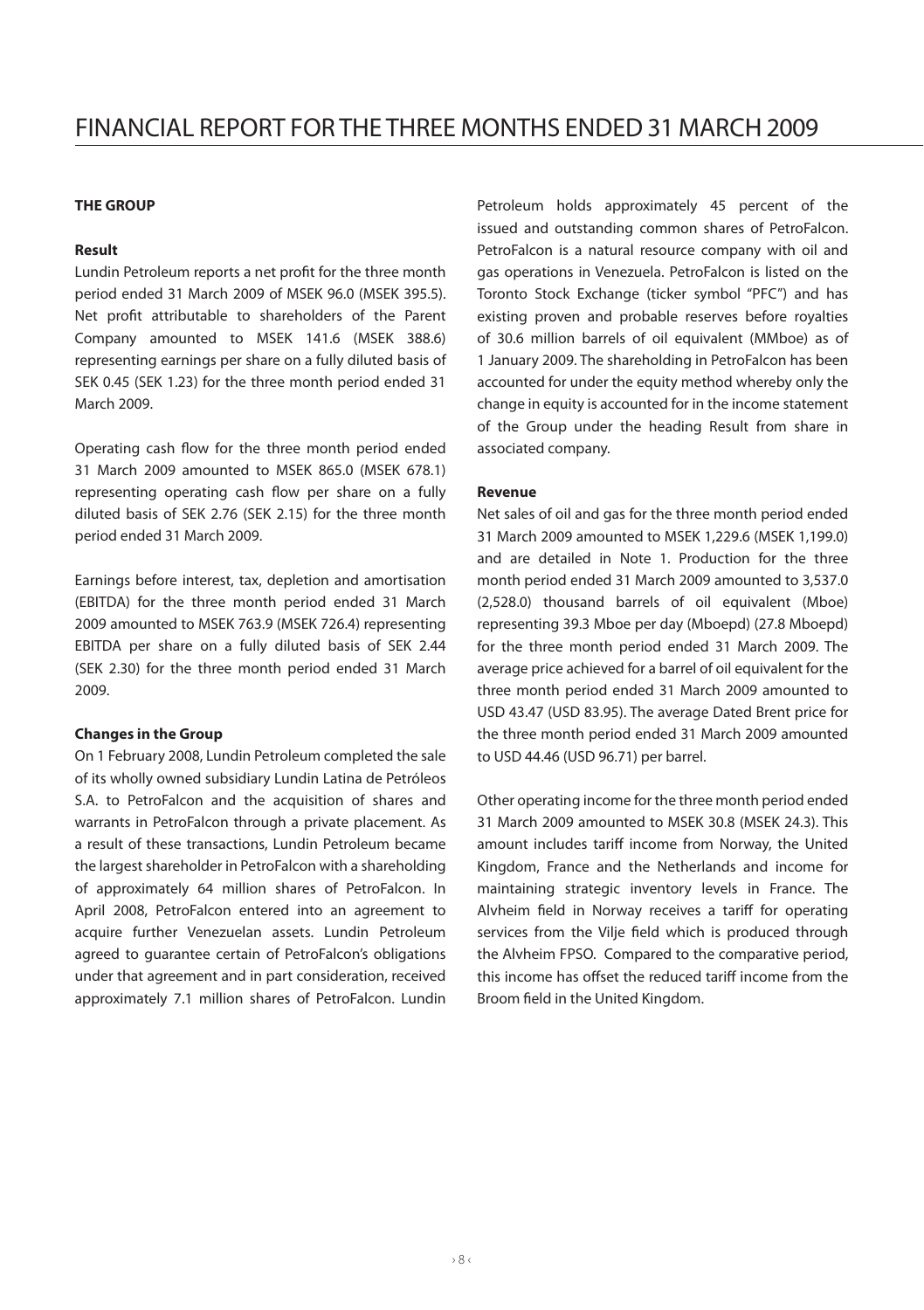# FINANCIAL REPORT FOR THE THREE MONTHS ENDED 31 MARCH 2009

## THE GROUP

### Result

Lundin Petroleum reports a net profit for the three month period ended 31 March 2009 of MSEK 96.0 (MSEK 395.5). Net profit attributable to shareholders of the Parent Company amounted to MSEK 141.6 (MSEK 388.6) representing earnings per share on a fully diluted basis of SEK 0.45 (SEK 1.23) for the three month period ended 31 March 2009.

Operating cash flow for the three month period ended 31 March 2009 amounted to MSEK 865.0 (MSEK 678.1) representing operating cash flow per share on a fully diluted basis of SEK 2.76 (SEK 2.15) for the three month period ended 31 March 2009.

Earnings before interest, tax, depletion and amortisation (EBITDA) for the three month period ended 31 March 2009 amounted to MSEK 763.9 (MSEK 726.4) representing EBITDA per share on a fully diluted basis of SEK 2.44 (SEK 2.30) for the three month period ended 31 March 2009.

### Changes in the Group

On 1 February 2008, Lundin Petroleum completed the sale of its wholly owned subsidiary Lundin Latina de Petróleos S.A. to PetroFalcon and the acquisition of shares and warrants in PetroFalcon through a private placement. As a result of these transactions, Lundin Petroleum became the largest shareholder in PetroFalcon with a shareholding of approximately 64 million shares of PetroFalcon. In April 2008, PetroFalcon entered into an agreement to acquire further Venezuelan assets. Lundin Petroleum agreed to guarantee certain of PetroFalcon's obligations under that agreement and in part consideration, received approximately 7.1 million shares of PetroFalcon. Lundin Petroleum holds approximately 45 percent of the issued and outstanding common shares of PetroFalcon. PetroFalcon is a natural resource company with oil and gas operations in Venezuela. PetroFalcon is listed on the Toronto Stock Exchange (ticker symbol "PFC") and has existing proven and probable reserves before royalties of 30.6 million barrels of oil equivalent (MMboe) as of 1 January 2009. The shareholding in PetroFalcon has been accounted for under the equity method whereby only the change in equity is accounted for in the income statement of the Group under the heading Result from share in associated company.

### Revenue

Net sales of oil and gas for the three month period ended 31 March 2009 amounted to MSEK 1,229.6 (MSEK 1,199.0) and are detailed in Note 1. Production for the three month period ended 31 March 2009 amounted to 3,537.0 (2,528.0) thousand barrels of oil equivalent (Mboe) representing 39.3 Mboe per day (Mboepd) (27.8 Mboepd) for the three month period ended 31 March 2009. The average price achieved for a barrel of oil equivalent for the three month period ended 31 March 2009 amounted to USD 43.47 (USD 83.95). The average Dated Brent price for the three month period ended 31 March 2009 amounted to USD 44.46 (USD 96.71) per barrel.

Other operating income for the three month period ended 31 March 2009 amounted to MSEK 30.8 (MSEK 24.3). This amount includes tariff income from Norway, the United Kingdom, France and the Netherlands and income for maintaining strategic inventory levels in France. The Alvheim field in Norway receives a tariff for operating services from the Vilje field which is produced through the Alvheim FPSO. Compared to the comparative period, this income has offset the reduced tariff income from the Broom field in the United Kingdom.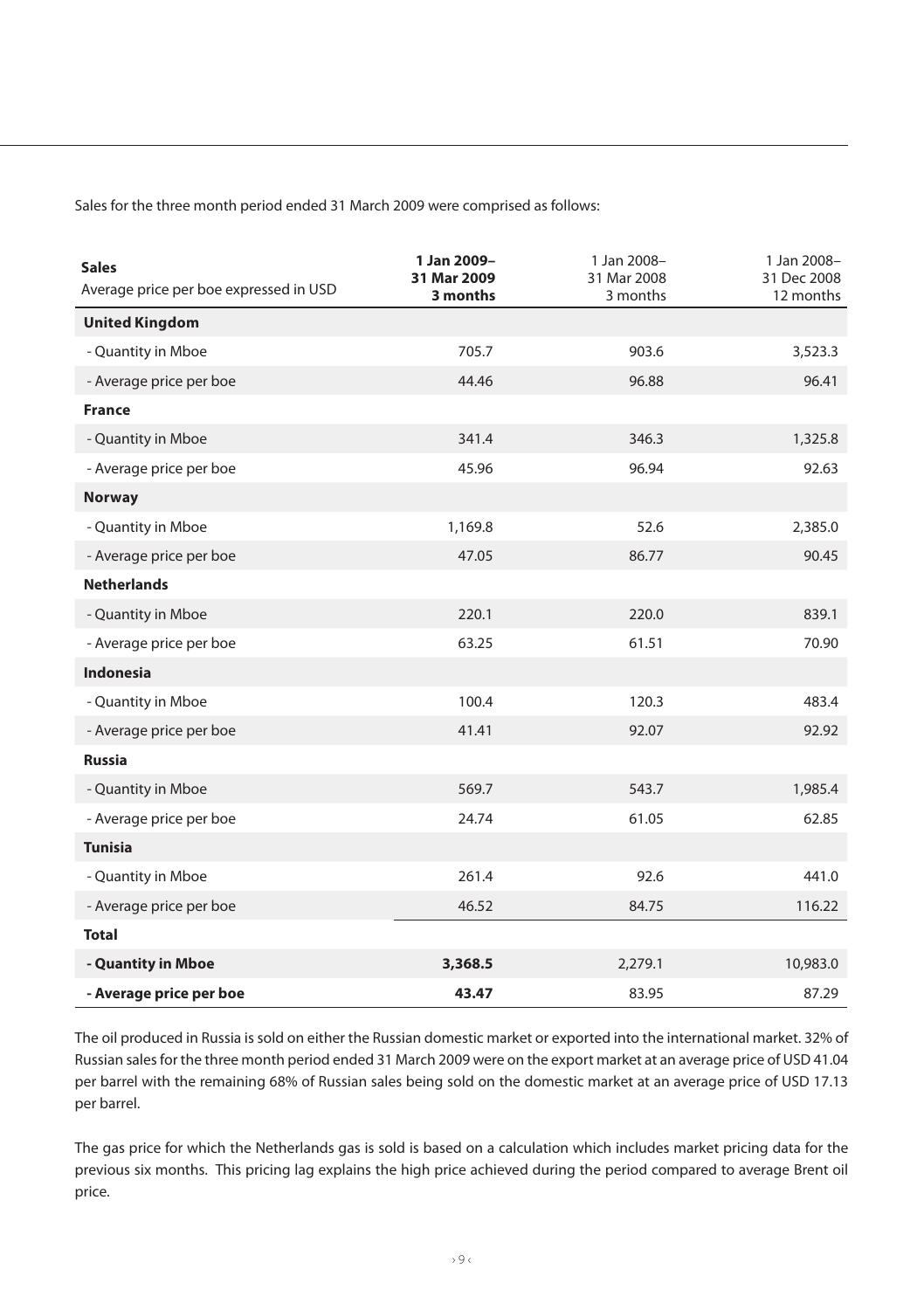Sales for the three month period ended 31 March 2009 were comprised as follows:

| **Sales**<br>Average price per boe expressed in USD | **1 Jan 2009–<br>31 Mar 2009<br>3 months** | 1 Jan 2008–<br>31 Mar 2008<br>3 months | 1 Jan 2008–<br>31 Dec 2008<br>12 months |
|---|---|---|---|
| **United Kingdom** | | | |
| - Quantity in Mboe | 705.7 | 903.6 | 3,523.3 |
| - Average price per boe | 44.46 | 96.88 | 96.41 |
| **France** | | | |
| - Quantity in Mboe | 341.4 | 346.3 | 1,325.8 |
| - Average price per boe | 45.96 | 96.94 | 92.63 |
| **Norway** | | | |
| - Quantity in Mboe | 1,169.8 | 52.6 | 2,385.0 |
| - Average price per boe | 47.05 | 86.77 | 90.45 |
| **Netherlands** | | | |
| - Quantity in Mboe | 220.1 | 220.0 | 839.1 |
| - Average price per boe | 63.25 | 61.51 | 70.90 |
| **Indonesia** | | | |
| - Quantity in Mboe | 100.4 | 120.3 | 483.4 |
| - Average price per boe | 41.41 | 92.07 | 92.92 |
| **Russia** | | | |
| - Quantity in Mboe | 569.7 | 543.7 | 1,985.4 |
| - Average price per boe | 24.74 | 61.05 | 62.85 |
| **Tunisia** | | | |
| - Quantity in Mboe | 261.4 | 92.6 | 441.0 |
| - Average price per boe | 46.52 | 84.75 | 116.22 |
| **Total** | | | |
| **- Quantity in Mboe** | **3,368.5** | 2,279.1 | 10,983.0 |
| **- Average price per boe** | **43.47** | 83.95 | 87.29 |

The oil produced in Russia is sold on either the Russian domestic market or exported into the international market. 32% of Russian sales for the three month period ended 31 March 2009 were on the export market at an average price of USD 41.04 per barrel with the remaining 68% of Russian sales being sold on the domestic market at an average price of USD 17.13 per barrel.

The gas price for which the Netherlands gas is sold is based on a calculation which includes market pricing data for the previous six months. This pricing lag explains the high price achieved during the period compared to average Brent oil price.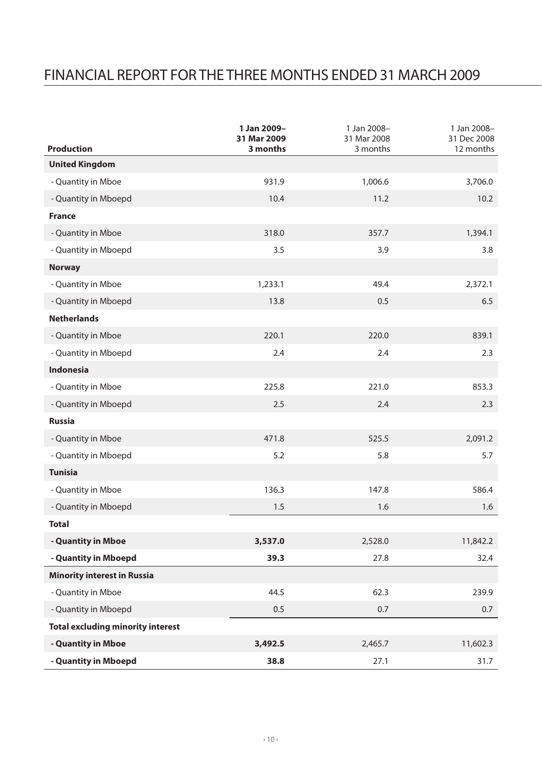# FINANCIAL REPORT FOR THE THREE MONTHS ENDED 31 MARCH 2009

| Production | **1 Jan 2009– 31 Mar 2009 3 months** | 1 Jan 2008– 31 Mar 2008 3 months | 1 Jan 2008– 31 Dec 2008 12 months |
|---|---|---|---|
| **United Kingdom** | | | |
| - Quantity in Mboe | 931.9 | 1,006.6 | 3,706.0 |
| - Quantity in Mboepd | 10.4 | 11.2 | 10.2 |
| **France** | | | |
| - Quantity in Mboe | 318.0 | 357.7 | 1,394.1 |
| - Quantity in Mboepd | 3.5 | 3.9 | 3.8 |
| **Norway** | | | |
| - Quantity in Mboe | 1,233.1 | 49.4 | 2,372.1 |
| - Quantity in Mboepd | 13.8 | 0.5 | 6.5 |
| **Netherlands** | | | |
| - Quantity in Mboe | 220.1 | 220.0 | 839.1 |
| - Quantity in Mboepd | 2.4 | 2.4 | 2.3 |
| **Indonesia** | | | |
| - Quantity in Mboe | 225.8 | 221.0 | 853.3 |
| - Quantity in Mboepd | 2.5 | 2.4 | 2.3 |
| **Russia** | | | |
| - Quantity in Mboe | 471.8 | 525.5 | 2,091.2 |
| - Quantity in Mboepd | 5.2 | 5.8 | 5.7 |
| **Tunisia** | | | |
| - Quantity in Mboe | 136.3 | 147.8 | 586.4 |
| - Quantity in Mboepd | 1.5 | 1.6 | 1.6 |
| **Total** | | | |
| **- Quantity in Mboe** | **3,537.0** | 2,528.0 | 11,842.2 |
| **- Quantity in Mboepd** | **39.3** | 27.8 | 32.4 |
| **Minority interest in Russia** | | | |
| - Quantity in Mboe | 44.5 | 62.3 | 239.9 |
| - Quantity in Mboepd | 0.5 | 0.7 | 0.7 |
| **Total excluding minority interest** | | | |
| **- Quantity in Mboe** | **3,492.5** | 2,465.7 | 11,602.3 |
| **- Quantity in Mboepd** | **38.8** | 27.1 | 31.7 |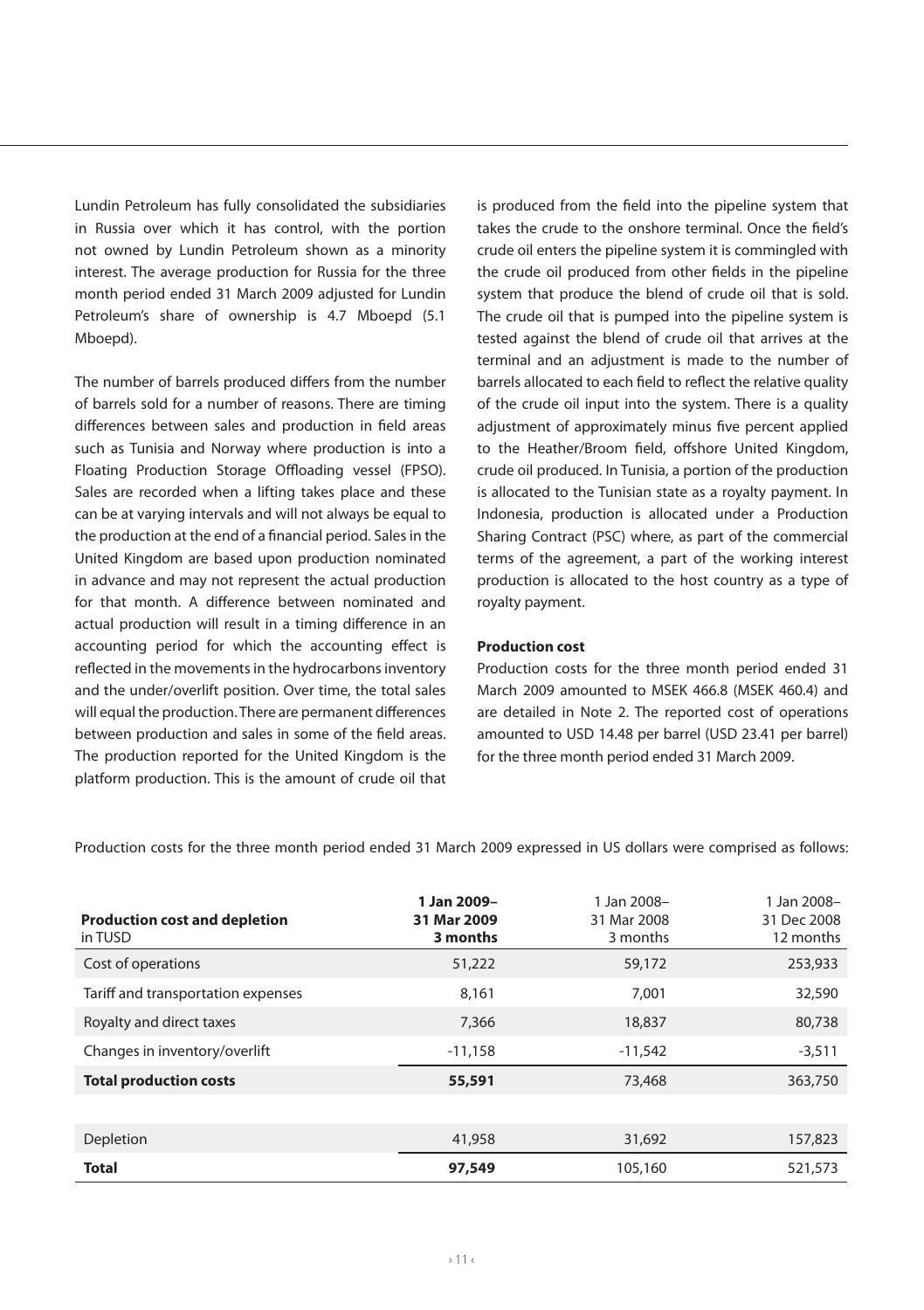Lundin Petroleum has fully consolidated the subsidiaries in Russia over which it has control, with the portion not owned by Lundin Petroleum shown as a minority interest. The average production for Russia for the three month period ended 31 March 2009 adjusted for Lundin Petroleum's share of ownership is 4.7 Mboepd (5.1 Mboepd).

The number of barrels produced differs from the number of barrels sold for a number of reasons. There are timing differences between sales and production in field areas such as Tunisia and Norway where production is into a Floating Production Storage Offloading vessel (FPSO). Sales are recorded when a lifting takes place and these can be at varying intervals and will not always be equal to the production at the end of a financial period. Sales in the United Kingdom are based upon production nominated in advance and may not represent the actual production for that month. A difference between nominated and actual production will result in a timing difference in an accounting period for which the accounting effect is reflected in the movements in the hydrocarbons inventory and the under/overlift position. Over time, the total sales will equal the production. There are permanent differences between production and sales in some of the field areas. The production reported for the United Kingdom is the platform production. This is the amount of crude oil that is produced from the field into the pipeline system that takes the crude to the onshore terminal. Once the field's crude oil enters the pipeline system it is commingled with the crude oil produced from other fields in the pipeline system that produce the blend of crude oil that is sold. The crude oil that is pumped into the pipeline system is tested against the blend of crude oil that arrives at the terminal and an adjustment is made to the number of barrels allocated to each field to reflect the relative quality of the crude oil input into the system. There is a quality adjustment of approximately minus five percent applied to the Heather/Broom field, offshore United Kingdom, crude oil produced. In Tunisia, a portion of the production is allocated to the Tunisian state as a royalty payment. In Indonesia, production is allocated under a Production Sharing Contract (PSC) where, as part of the commercial terms of the agreement, a part of the working interest production is allocated to the host country as a type of royalty payment.

**Production cost**

Production costs for the three month period ended 31 March 2009 amounted to MSEK 466.8 (MSEK 460.4) and are detailed in Note 2. The reported cost of operations amounted to USD 14.48 per barrel (USD 23.41 per barrel) for the three month period ended 31 March 2009.

Production costs for the three month period ended 31 March 2009 expressed in US dollars were comprised as follows:

| **Production cost and depletion** in TUSD | **1 Jan 2009– 31 Mar 2009 3 months** | 1 Jan 2008– 31 Mar 2008 3 months | 1 Jan 2008– 31 Dec 2008 12 months |
|---|---|---|---|
| Cost of operations | 51,222 | 59,172 | 253,933 |
| Tariff and transportation expenses | 8,161 | 7,001 | 32,590 |
| Royalty and direct taxes | 7,366 | 18,837 | 80,738 |
| Changes in inventory/overlift | -11,158 | -11,542 | -3,511 |
| **Total production costs** | **55,591** | 73,468 | 363,750 |
| | | | |
| Depletion | 41,958 | 31,692 | 157,823 |
| **Total** | **97,549** | 105,160 | 521,573 |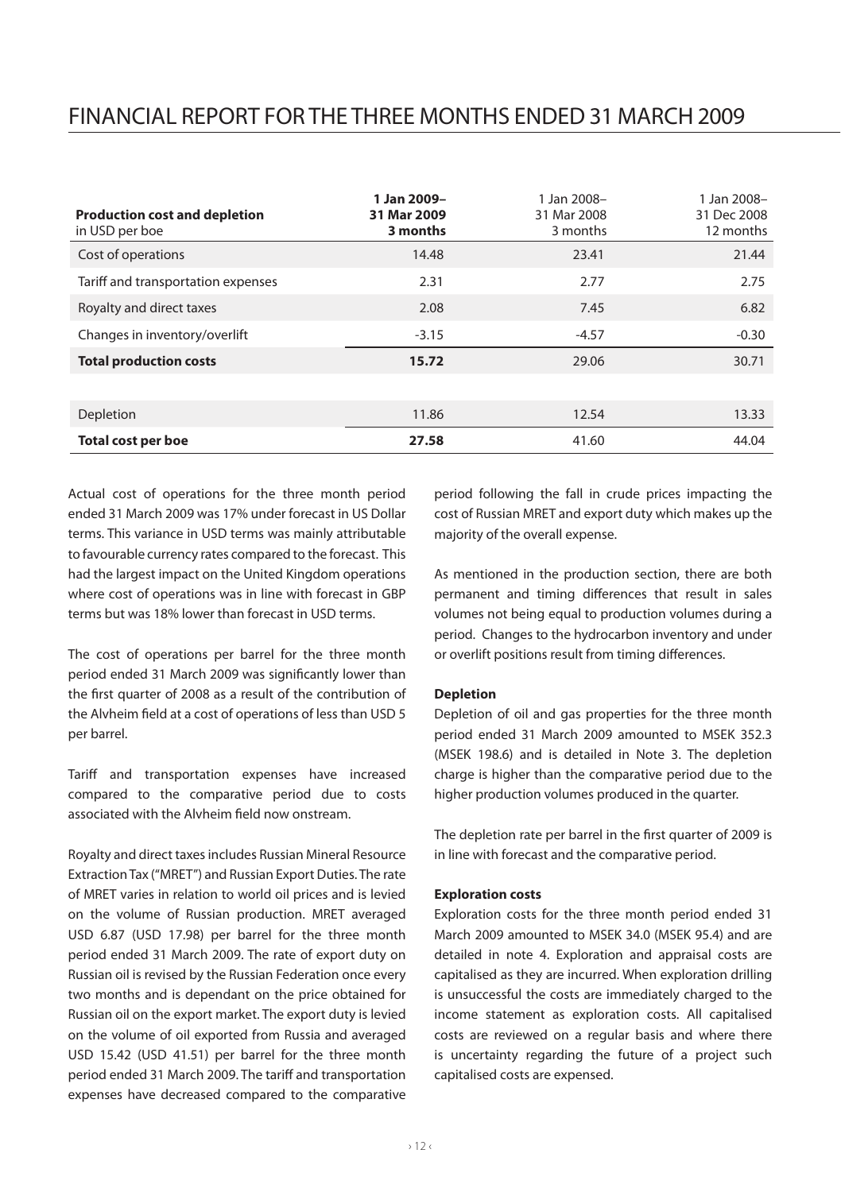# FINANCIAL REPORT FOR THE THREE MONTHS ENDED 31 MARCH 2009

| **Production cost and depletion** in USD per boe | **1 Jan 2009– 31 Mar 2009 3 months** | 1 Jan 2008– 31 Mar 2008 3 months | 1 Jan 2008– 31 Dec 2008 12 months |
|---|---|---|---|
| Cost of operations | 14.48 | 23.41 | 21.44 |
| Tariff and transportation expenses | 2.31 | 2.77 | 2.75 |
| Royalty and direct taxes | 2.08 | 7.45 | 6.82 |
| Changes in inventory/overlift | -3.15 | -4.57 | -0.30 |
| **Total production costs** | **15.72** | 29.06 | 30.71 |
| | | | |
| Depletion | 11.86 | 12.54 | 13.33 |
| **Total cost per boe** | **27.58** | 41.60 | 44.04 |

Actual cost of operations for the three month period ended 31 March 2009 was 17% under forecast in US Dollar terms. This variance in USD terms was mainly attributable to favourable currency rates compared to the forecast. This had the largest impact on the United Kingdom operations where cost of operations was in line with forecast in GBP terms but was 18% lower than forecast in USD terms.

The cost of operations per barrel for the three month period ended 31 March 2009 was significantly lower than the first quarter of 2008 as a result of the contribution of the Alvheim field at a cost of operations of less than USD 5 per barrel.

Tariff and transportation expenses have increased compared to the comparative period due to costs associated with the Alvheim field now onstream.

Royalty and direct taxes includes Russian Mineral Resource Extraction Tax ("MRET") and Russian Export Duties. The rate of MRET varies in relation to world oil prices and is levied on the volume of Russian production. MRET averaged USD 6.87 (USD 17.98) per barrel for the three month period ended 31 March 2009. The rate of export duty on Russian oil is revised by the Russian Federation once every two months and is dependant on the price obtained for Russian oil on the export market. The export duty is levied on the volume of oil exported from Russia and averaged USD 15.42 (USD 41.51) per barrel for the three month period ended 31 March 2009. The tariff and transportation expenses have decreased compared to the comparative period following the fall in crude prices impacting the cost of Russian MRET and export duty which makes up the majority of the overall expense.

As mentioned in the production section, there are both permanent and timing differences that result in sales volumes not being equal to production volumes during a period. Changes to the hydrocarbon inventory and under or overlift positions result from timing differences.

**Depletion**

Depletion of oil and gas properties for the three month period ended 31 March 2009 amounted to MSEK 352.3 (MSEK 198.6) and is detailed in Note 3. The depletion charge is higher than the comparative period due to the higher production volumes produced in the quarter.

The depletion rate per barrel in the first quarter of 2009 is in line with forecast and the comparative period.

**Exploration costs**

Exploration costs for the three month period ended 31 March 2009 amounted to MSEK 34.0 (MSEK 95.4) and are detailed in note 4. Exploration and appraisal costs are capitalised as they are incurred. When exploration drilling is unsuccessful the costs are immediately charged to the income statement as exploration costs. All capitalised costs are reviewed on a regular basis and where there is uncertainty regarding the future of a project such capitalised costs are expensed.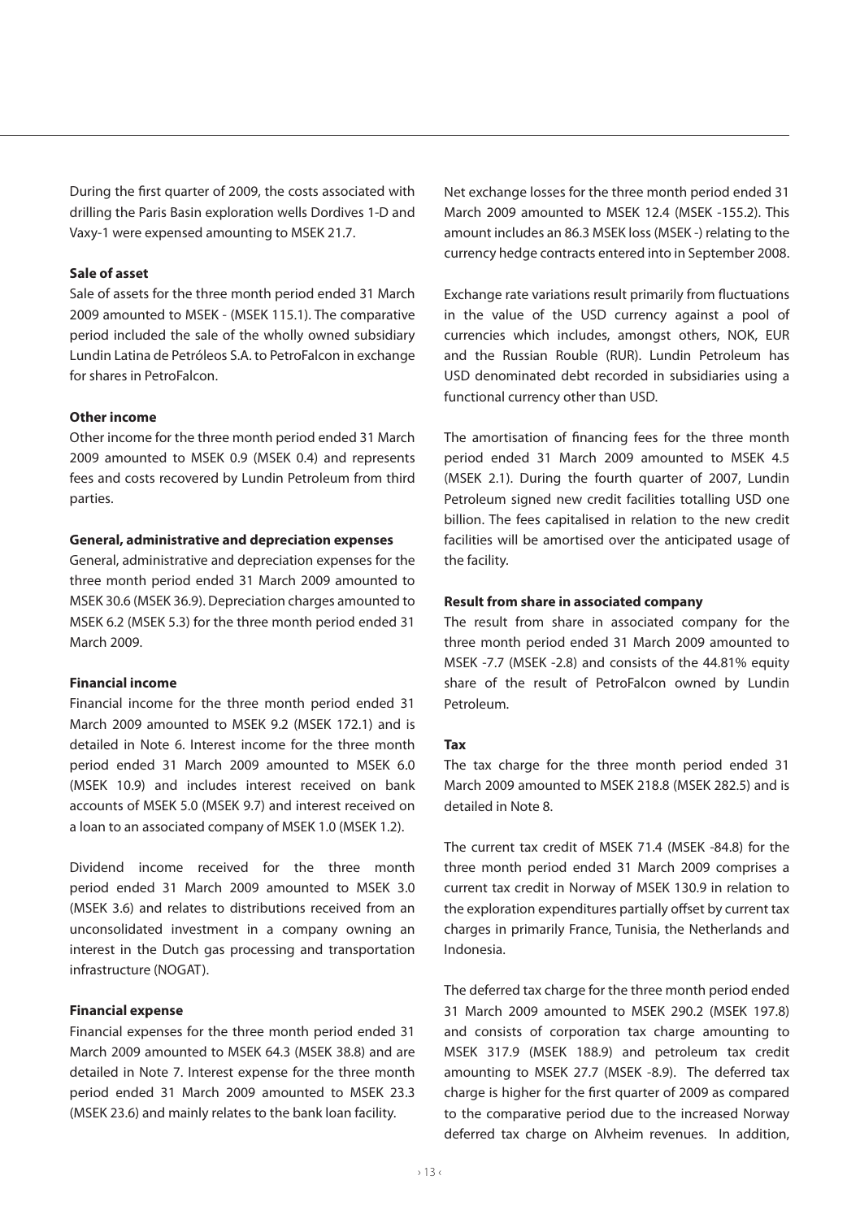During the first quarter of 2009, the costs associated with drilling the Paris Basin exploration wells Dordives 1-D and Vaxy-1 were expensed amounting to MSEK 21.7.

**Sale of asset**

Sale of assets for the three month period ended 31 March 2009 amounted to MSEK - (MSEK 115.1). The comparative period included the sale of the wholly owned subsidiary Lundin Latina de Petróleos S.A. to PetroFalcon in exchange for shares in PetroFalcon.

**Other income**

Other income for the three month period ended 31 March 2009 amounted to MSEK 0.9 (MSEK 0.4) and represents fees and costs recovered by Lundin Petroleum from third parties.

**General, administrative and depreciation expenses**

General, administrative and depreciation expenses for the three month period ended 31 March 2009 amounted to MSEK 30.6 (MSEK 36.9). Depreciation charges amounted to MSEK 6.2 (MSEK 5.3) for the three month period ended 31 March 2009.

**Financial income**

Financial income for the three month period ended 31 March 2009 amounted to MSEK 9.2 (MSEK 172.1) and is detailed in Note 6. Interest income for the three month period ended 31 March 2009 amounted to MSEK 6.0 (MSEK 10.9) and includes interest received on bank accounts of MSEK 5.0 (MSEK 9.7) and interest received on a loan to an associated company of MSEK 1.0 (MSEK 1.2).

Dividend income received for the three month period ended 31 March 2009 amounted to MSEK 3.0 (MSEK 3.6) and relates to distributions received from an unconsolidated investment in a company owning an interest in the Dutch gas processing and transportation infrastructure (NOGAT).

**Financial expense**

Financial expenses for the three month period ended 31 March 2009 amounted to MSEK 64.3 (MSEK 38.8) and are detailed in Note 7. Interest expense for the three month period ended 31 March 2009 amounted to MSEK 23.3 (MSEK 23.6) and mainly relates to the bank loan facility.

Net exchange losses for the three month period ended 31 March 2009 amounted to MSEK 12.4 (MSEK -155.2). This amount includes an 86.3 MSEK loss (MSEK -) relating to the currency hedge contracts entered into in September 2008.

Exchange rate variations result primarily from fluctuations in the value of the USD currency against a pool of currencies which includes, amongst others, NOK, EUR and the Russian Rouble (RUR). Lundin Petroleum has USD denominated debt recorded in subsidiaries using a functional currency other than USD.

The amortisation of financing fees for the three month period ended 31 March 2009 amounted to MSEK 4.5 (MSEK 2.1). During the fourth quarter of 2007, Lundin Petroleum signed new credit facilities totalling USD one billion. The fees capitalised in relation to the new credit facilities will be amortised over the anticipated usage of the facility.

**Result from share in associated company**

The result from share in associated company for the three month period ended 31 March 2009 amounted to MSEK -7.7 (MSEK -2.8) and consists of the 44.81% equity share of the result of PetroFalcon owned by Lundin Petroleum.

**Tax**

The tax charge for the three month period ended 31 March 2009 amounted to MSEK 218.8 (MSEK 282.5) and is detailed in Note 8.

The current tax credit of MSEK 71.4 (MSEK -84.8) for the three month period ended 31 March 2009 comprises a current tax credit in Norway of MSEK 130.9 in relation to the exploration expenditures partially offset by current tax charges in primarily France, Tunisia, the Netherlands and Indonesia.

The deferred tax charge for the three month period ended 31 March 2009 amounted to MSEK 290.2 (MSEK 197.8) and consists of corporation tax charge amounting to MSEK 317.9 (MSEK 188.9) and petroleum tax credit amounting to MSEK 27.7 (MSEK -8.9). The deferred tax charge is higher for the first quarter of 2009 as compared to the comparative period due to the increased Norway deferred tax charge on Alvheim revenues. In addition,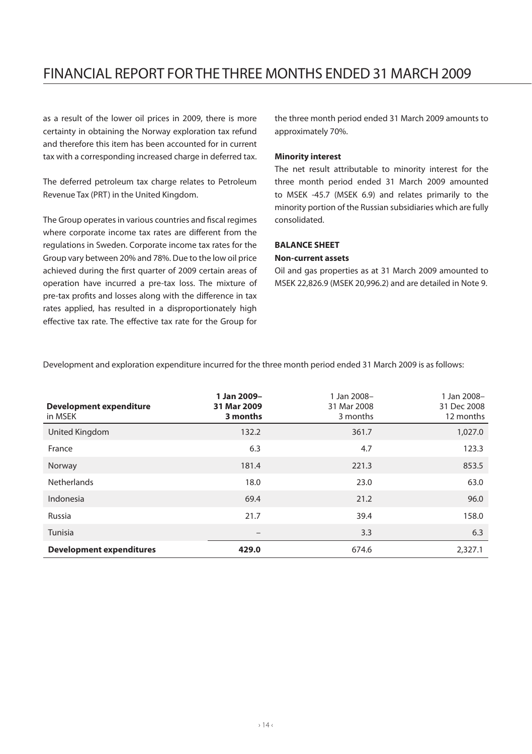as a result of the lower oil prices in 2009, there is more certainty in obtaining the Norway exploration tax refund and therefore this item has been accounted for in current tax with a corresponding increased charge in deferred tax.

The deferred petroleum tax charge relates to Petroleum Revenue Tax (PRT) in the United Kingdom.

The Group operates in various countries and fiscal regimes where corporate income tax rates are different from the regulations in Sweden. Corporate income tax rates for the Group vary between 20% and 78%. Due to the low oil price achieved during the first quarter of 2009 certain areas of operation have incurred a pre-tax loss. The mixture of pre-tax profits and losses along with the difference in tax rates applied, has resulted in a disproportionately high effective tax rate. The effective tax rate for the Group for the three month period ended 31 March 2009 amounts to approximately 70%.

**Minority interest**

The net result attributable to minority interest for the three month period ended 31 March 2009 amounted to MSEK -45.7 (MSEK 6.9) and relates primarily to the minority portion of the Russian subsidiaries which are fully consolidated.

**BALANCE SHEET**

**Non-current assets**

Oil and gas properties as at 31 March 2009 amounted to MSEK 22,826.9 (MSEK 20,996.2) and are detailed in Note 9.

Development and exploration expenditure incurred for the three month period ended 31 March 2009 is as follows:

| **Development expenditure** in MSEK | **1 Jan 2009– 31 Mar 2009 3 months** | 1 Jan 2008– 31 Mar 2008 3 months | 1 Jan 2008– 31 Dec 2008 12 months |
|---|---|---|---|
| United Kingdom | 132.2 | 361.7 | 1,027.0 |
| France | 6.3 | 4.7 | 123.3 |
| Norway | 181.4 | 221.3 | 853.5 |
| Netherlands | 18.0 | 23.0 | 63.0 |
| Indonesia | 69.4 | 21.2 | 96.0 |
| Russia | 21.7 | 39.4 | 158.0 |
| Tunisia | – | 3.3 | 6.3 |
| **Development expenditures** | **429.0** | 674.6 | 2,327.1 |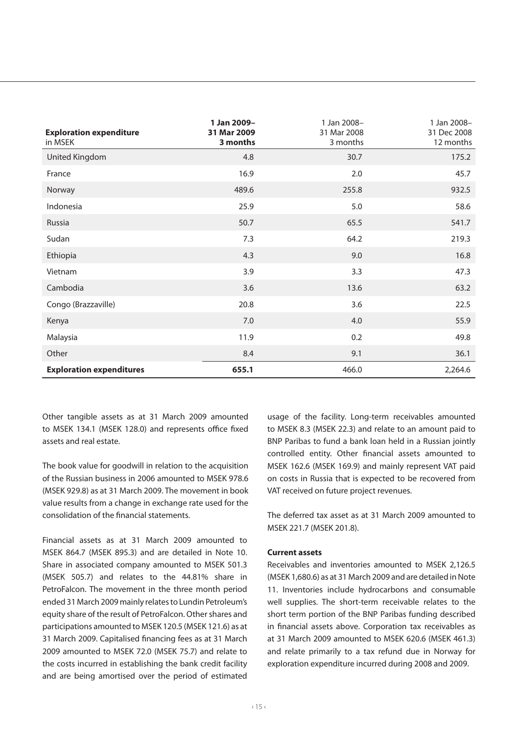| **Exploration expenditure** in MSEK | **1 Jan 2009– 31 Mar 2009 3 months** | 1 Jan 2008– 31 Mar 2008 3 months | 1 Jan 2008– 31 Dec 2008 12 months |
|---|---|---|---|
| United Kingdom | 4.8 | 30.7 | 175.2 |
| France | 16.9 | 2.0 | 45.7 |
| Norway | 489.6 | 255.8 | 932.5 |
| Indonesia | 25.9 | 5.0 | 58.6 |
| Russia | 50.7 | 65.5 | 541.7 |
| Sudan | 7.3 | 64.2 | 219.3 |
| Ethiopia | 4.3 | 9.0 | 16.8 |
| Vietnam | 3.9 | 3.3 | 47.3 |
| Cambodia | 3.6 | 13.6 | 63.2 |
| Congo (Brazzaville) | 20.8 | 3.6 | 22.5 |
| Kenya | 7.0 | 4.0 | 55.9 |
| Malaysia | 11.9 | 0.2 | 49.8 |
| Other | 8.4 | 9.1 | 36.1 |
| **Exploration expenditures** | **655.1** | 466.0 | 2,264.6 |

Other tangible assets as at 31 March 2009 amounted to MSEK 134.1 (MSEK 128.0) and represents office fixed assets and real estate.

The book value for goodwill in relation to the acquisition of the Russian business in 2006 amounted to MSEK 978.6 (MSEK 929.8) as at 31 March 2009. The movement in book value results from a change in exchange rate used for the consolidation of the financial statements.

Financial assets as at 31 March 2009 amounted to MSEK 864.7 (MSEK 895.3) and are detailed in Note 10. Share in associated company amounted to MSEK 501.3 (MSEK 505.7) and relates to the 44.81% share in PetroFalcon. The movement in the three month period ended 31 March 2009 mainly relates to Lundin Petroleum's equity share of the result of PetroFalcon. Other shares and participations amounted to MSEK 120.5 (MSEK 121.6) as at 31 March 2009. Capitalised financing fees as at 31 March 2009 amounted to MSEK 72.0 (MSEK 75.7) and relate to the costs incurred in establishing the bank credit facility and are being amortised over the period of estimated usage of the facility. Long-term receivables amounted to MSEK 8.3 (MSEK 22.3) and relate to an amount paid to BNP Paribas to fund a bank loan held in a Russian jointly controlled entity. Other financial assets amounted to MSEK 162.6 (MSEK 169.9) and mainly represent VAT paid on costs in Russia that is expected to be recovered from VAT received on future project revenues.

The deferred tax asset as at 31 March 2009 amounted to MSEK 221.7 (MSEK 201.8).

**Current assets**

Receivables and inventories amounted to MSEK 2,126.5 (MSEK 1,680.6) as at 31 March 2009 and are detailed in Note 11. Inventories include hydrocarbons and consumable well supplies. The short-term receivable relates to the short term portion of the BNP Paribas funding described in financial assets above. Corporation tax receivables as at 31 March 2009 amounted to MSEK 620.6 (MSEK 461.3) and relate primarily to a tax refund due in Norway for exploration expenditure incurred during 2008 and 2009.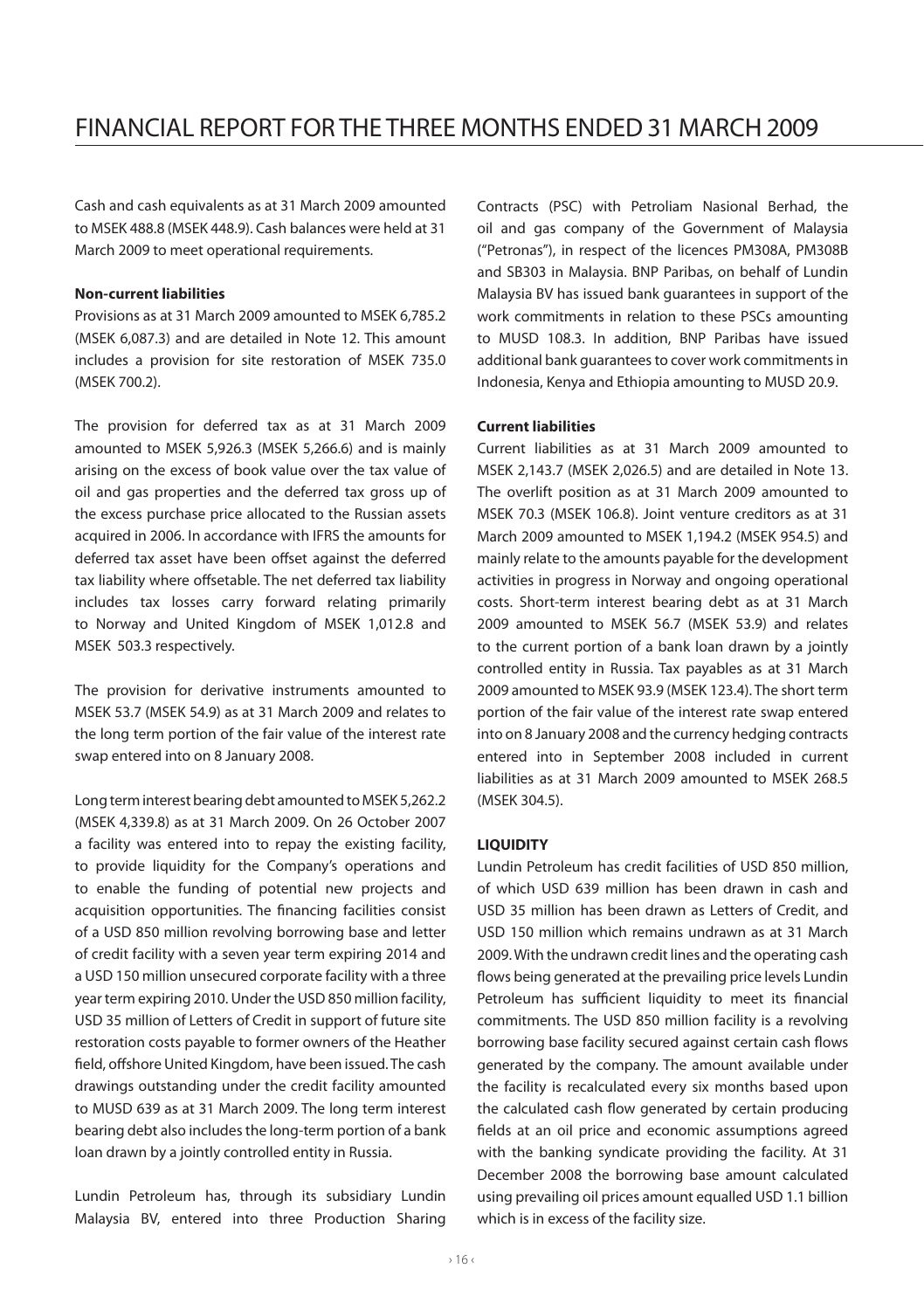Cash and cash equivalents as at 31 March 2009 amounted to MSEK 488.8 (MSEK 448.9). Cash balances were held at 31 March 2009 to meet operational requirements.

**Non-current liabilities**

Provisions as at 31 March 2009 amounted to MSEK 6,785.2 (MSEK 6,087.3) and are detailed in Note 12. This amount includes a provision for site restoration of MSEK 735.0 (MSEK 700.2).

The provision for deferred tax as at 31 March 2009 amounted to MSEK 5,926.3 (MSEK 5,266.6) and is mainly arising on the excess of book value over the tax value of oil and gas properties and the deferred tax gross up of the excess purchase price allocated to the Russian assets acquired in 2006. In accordance with IFRS the amounts for deferred tax asset have been offset against the deferred tax liability where offsetable. The net deferred tax liability includes tax losses carry forward relating primarily to Norway and United Kingdom of MSEK 1,012.8 and MSEK 503.3 respectively.

The provision for derivative instruments amounted to MSEK 53.7 (MSEK 54.9) as at 31 March 2009 and relates to the long term portion of the fair value of the interest rate swap entered into on 8 January 2008.

Long term interest bearing debt amounted to MSEK 5,262.2 (MSEK 4,339.8) as at 31 March 2009. On 26 October 2007 a facility was entered into to repay the existing facility, to provide liquidity for the Company's operations and to enable the funding of potential new projects and acquisition opportunities. The financing facilities consist of a USD 850 million revolving borrowing base and letter of credit facility with a seven year term expiring 2014 and a USD 150 million unsecured corporate facility with a three year term expiring 2010. Under the USD 850 million facility, USD 35 million of Letters of Credit in support of future site restoration costs payable to former owners of the Heather field, offshore United Kingdom, have been issued. The cash drawings outstanding under the credit facility amounted to MUSD 639 as at 31 March 2009. The long term interest bearing debt also includes the long-term portion of a bank loan drawn by a jointly controlled entity in Russia.

Lundin Petroleum has, through its subsidiary Lundin Malaysia BV, entered into three Production Sharing Contracts (PSC) with Petroliam Nasional Berhad, the oil and gas company of the Government of Malaysia ("Petronas"), in respect of the licences PM308A, PM308B and SB303 in Malaysia. BNP Paribas, on behalf of Lundin Malaysia BV has issued bank guarantees in support of the work commitments in relation to these PSCs amounting to MUSD 108.3. In addition, BNP Paribas have issued additional bank guarantees to cover work commitments in Indonesia, Kenya and Ethiopia amounting to MUSD 20.9.

**Current liabilities**

Current liabilities as at 31 March 2009 amounted to MSEK 2,143.7 (MSEK 2,026.5) and are detailed in Note 13. The overlift position as at 31 March 2009 amounted to MSEK 70.3 (MSEK 106.8). Joint venture creditors as at 31 March 2009 amounted to MSEK 1,194.2 (MSEK 954.5) and mainly relate to the amounts payable for the development activities in progress in Norway and ongoing operational costs. Short-term interest bearing debt as at 31 March 2009 amounted to MSEK 56.7 (MSEK 53.9) and relates to the current portion of a bank loan drawn by a jointly controlled entity in Russia. Tax payables as at 31 March 2009 amounted to MSEK 93.9 (MSEK 123.4). The short term portion of the fair value of the interest rate swap entered into on 8 January 2008 and the currency hedging contracts entered into in September 2008 included in current liabilities as at 31 March 2009 amounted to MSEK 268.5 (MSEK 304.5).

**LIQUIDITY**

Lundin Petroleum has credit facilities of USD 850 million, of which USD 639 million has been drawn in cash and USD 35 million has been drawn as Letters of Credit, and USD 150 million which remains undrawn as at 31 March 2009. With the undrawn credit lines and the operating cash flows being generated at the prevailing price levels Lundin Petroleum has sufficient liquidity to meet its financial commitments. The USD 850 million facility is a revolving borrowing base facility secured against certain cash flows generated by the company. The amount available under the facility is recalculated every six months based upon the calculated cash flow generated by certain producing fields at an oil price and economic assumptions agreed with the banking syndicate providing the facility. At 31 December 2008 the borrowing base amount calculated using prevailing oil prices amount equalled USD 1.1 billion which is in excess of the facility size.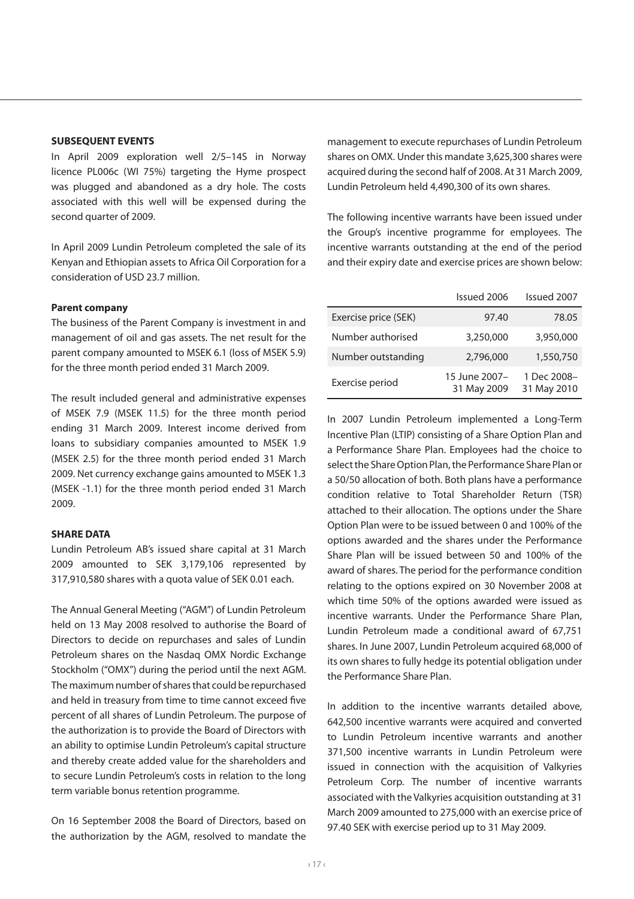**SUBSEQUENT EVENTS**

In April 2009 exploration well 2/5–14S in Norway licence PL006c (WI 75%) targeting the Hyme prospect was plugged and abandoned as a dry hole. The costs associated with this well will be expensed during the second quarter of 2009.

In April 2009 Lundin Petroleum completed the sale of its Kenyan and Ethiopian assets to Africa Oil Corporation for a consideration of USD 23.7 million.

**Parent company**

The business of the Parent Company is investment in and management of oil and gas assets. The net result for the parent company amounted to MSEK 6.1 (loss of MSEK 5.9) for the three month period ended 31 March 2009.

The result included general and administrative expenses of MSEK 7.9 (MSEK 11.5) for the three month period ending 31 March 2009. Interest income derived from loans to subsidiary companies amounted to MSEK 1.9 (MSEK 2.5) for the three month period ended 31 March 2009. Net currency exchange gains amounted to MSEK 1.3 (MSEK -1.1) for the three month period ended 31 March 2009.

**SHARE DATA**

Lundin Petroleum AB's issued share capital at 31 March 2009 amounted to SEK 3,179,106 represented by 317,910,580 shares with a quota value of SEK 0.01 each.

The Annual General Meeting ("AGM") of Lundin Petroleum held on 13 May 2008 resolved to authorise the Board of Directors to decide on repurchases and sales of Lundin Petroleum shares on the Nasdaq OMX Nordic Exchange Stockholm ("OMX") during the period until the next AGM. The maximum number of shares that could be repurchased and held in treasury from time to time cannot exceed five percent of all shares of Lundin Petroleum. The purpose of the authorization is to provide the Board of Directors with an ability to optimise Lundin Petroleum's capital structure and thereby create added value for the shareholders and to secure Lundin Petroleum's costs in relation to the long term variable bonus retention programme.

On 16 September 2008 the Board of Directors, based on the authorization by the AGM, resolved to mandate the management to execute repurchases of Lundin Petroleum shares on OMX. Under this mandate 3,625,300 shares were acquired during the second half of 2008. At 31 March 2009, Lundin Petroleum held 4,490,300 of its own shares.

The following incentive warrants have been issued under the Group's incentive programme for employees. The incentive warrants outstanding at the end of the period and their expiry date and exercise prices are shown below:

| | Issued 2006 | Issued 2007 |
|---|---|---|
| Exercise price (SEK) | 97.40 | 78.05 |
| Number authorised | 3,250,000 | 3,950,000 |
| Number outstanding | 2,796,000 | 1,550,750 |
| Exercise period | 15 June 2007–31 May 2009 | 1 Dec 2008–31 May 2010 |

In 2007 Lundin Petroleum implemented a Long-Term Incentive Plan (LTIP) consisting of a Share Option Plan and a Performance Share Plan. Employees had the choice to select the Share Option Plan, the Performance Share Plan or a 50/50 allocation of both. Both plans have a performance condition relative to Total Shareholder Return (TSR) attached to their allocation. The options under the Share Option Plan were to be issued between 0 and 100% of the options awarded and the shares under the Performance Share Plan will be issued between 50 and 100% of the award of shares. The period for the performance condition relating to the options expired on 30 November 2008 at which time 50% of the options awarded were issued as incentive warrants. Under the Performance Share Plan, Lundin Petroleum made a conditional award of 67,751 shares. In June 2007, Lundin Petroleum acquired 68,000 of its own shares to fully hedge its potential obligation under the Performance Share Plan.

In addition to the incentive warrants detailed above, 642,500 incentive warrants were acquired and converted to Lundin Petroleum incentive warrants and another 371,500 incentive warrants in Lundin Petroleum were issued in connection with the acquisition of Valkyries Petroleum Corp. The number of incentive warrants associated with the Valkyries acquisition outstanding at 31 March 2009 amounted to 275,000 with an exercise price of 97.40 SEK with exercise period up to 31 May 2009.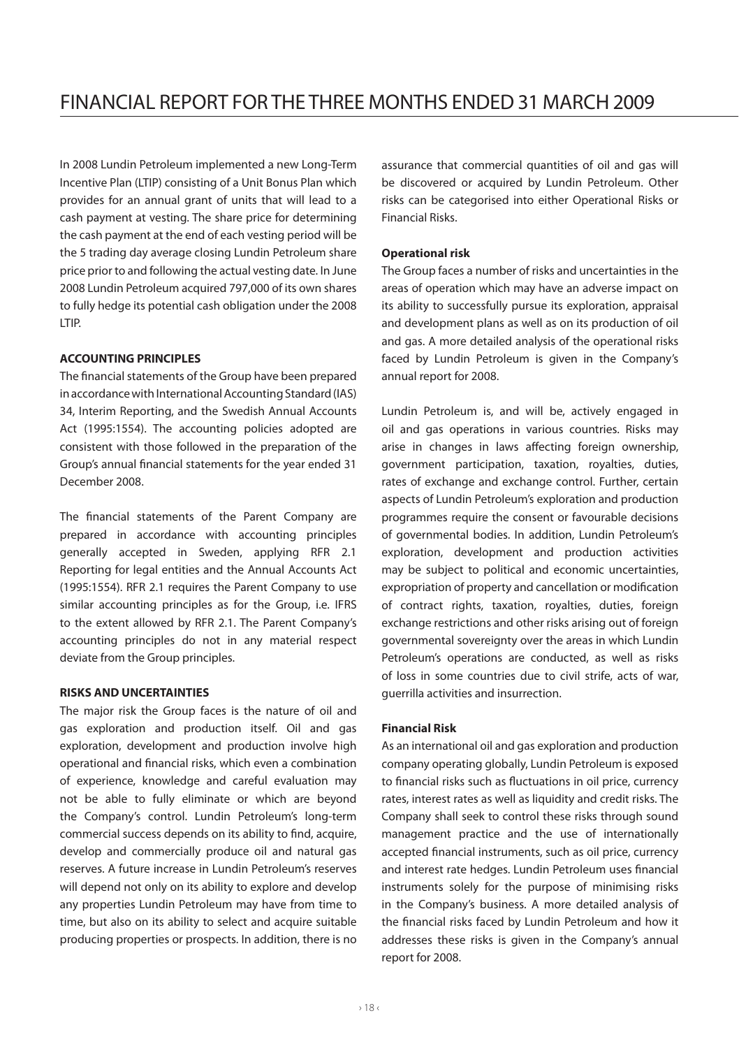In 2008 Lundin Petroleum implemented a new Long-Term Incentive Plan (LTIP) consisting of a Unit Bonus Plan which provides for an annual grant of units that will lead to a cash payment at vesting. The share price for determining the cash payment at the end of each vesting period will be the 5 trading day average closing Lundin Petroleum share price prior to and following the actual vesting date. In June 2008 Lundin Petroleum acquired 797,000 of its own shares to fully hedge its potential cash obligation under the 2008 LTIP.

**ACCOUNTING PRINCIPLES**

The financial statements of the Group have been prepared in accordance with International Accounting Standard (IAS) 34, Interim Reporting, and the Swedish Annual Accounts Act (1995:1554). The accounting policies adopted are consistent with those followed in the preparation of the Group's annual financial statements for the year ended 31 December 2008.

The financial statements of the Parent Company are prepared in accordance with accounting principles generally accepted in Sweden, applying RFR 2.1 Reporting for legal entities and the Annual Accounts Act (1995:1554). RFR 2.1 requires the Parent Company to use similar accounting principles as for the Group, i.e. IFRS to the extent allowed by RFR 2.1. The Parent Company's accounting principles do not in any material respect deviate from the Group principles.

**RISKS AND UNCERTAINTIES**

The major risk the Group faces is the nature of oil and gas exploration and production itself. Oil and gas exploration, development and production involve high operational and financial risks, which even a combination of experience, knowledge and careful evaluation may not be able to fully eliminate or which are beyond the Company's control. Lundin Petroleum's long-term commercial success depends on its ability to find, acquire, develop and commercially produce oil and natural gas reserves. A future increase in Lundin Petroleum's reserves will depend not only on its ability to explore and develop any properties Lundin Petroleum may have from time to time, but also on its ability to select and acquire suitable producing properties or prospects. In addition, there is no assurance that commercial quantities of oil and gas will be discovered or acquired by Lundin Petroleum. Other risks can be categorised into either Operational Risks or Financial Risks.

**Operational risk**

The Group faces a number of risks and uncertainties in the areas of operation which may have an adverse impact on its ability to successfully pursue its exploration, appraisal and development plans as well as on its production of oil and gas. A more detailed analysis of the operational risks faced by Lundin Petroleum is given in the Company's annual report for 2008.

Lundin Petroleum is, and will be, actively engaged in oil and gas operations in various countries. Risks may arise in changes in laws affecting foreign ownership, government participation, taxation, royalties, duties, rates of exchange and exchange control. Further, certain aspects of Lundin Petroleum's exploration and production programmes require the consent or favourable decisions of governmental bodies. In addition, Lundin Petroleum's exploration, development and production activities may be subject to political and economic uncertainties, expropriation of property and cancellation or modification of contract rights, taxation, royalties, duties, foreign exchange restrictions and other risks arising out of foreign governmental sovereignty over the areas in which Lundin Petroleum's operations are conducted, as well as risks of loss in some countries due to civil strife, acts of war, guerrilla activities and insurrection.

**Financial Risk**

As an international oil and gas exploration and production company operating globally, Lundin Petroleum is exposed to financial risks such as fluctuations in oil price, currency rates, interest rates as well as liquidity and credit risks. The Company shall seek to control these risks through sound management practice and the use of internationally accepted financial instruments, such as oil price, currency and interest rate hedges. Lundin Petroleum uses financial instruments solely for the purpose of minimising risks in the Company's business. A more detailed analysis of the financial risks faced by Lundin Petroleum and how it addresses these risks is given in the Company's annual report for 2008.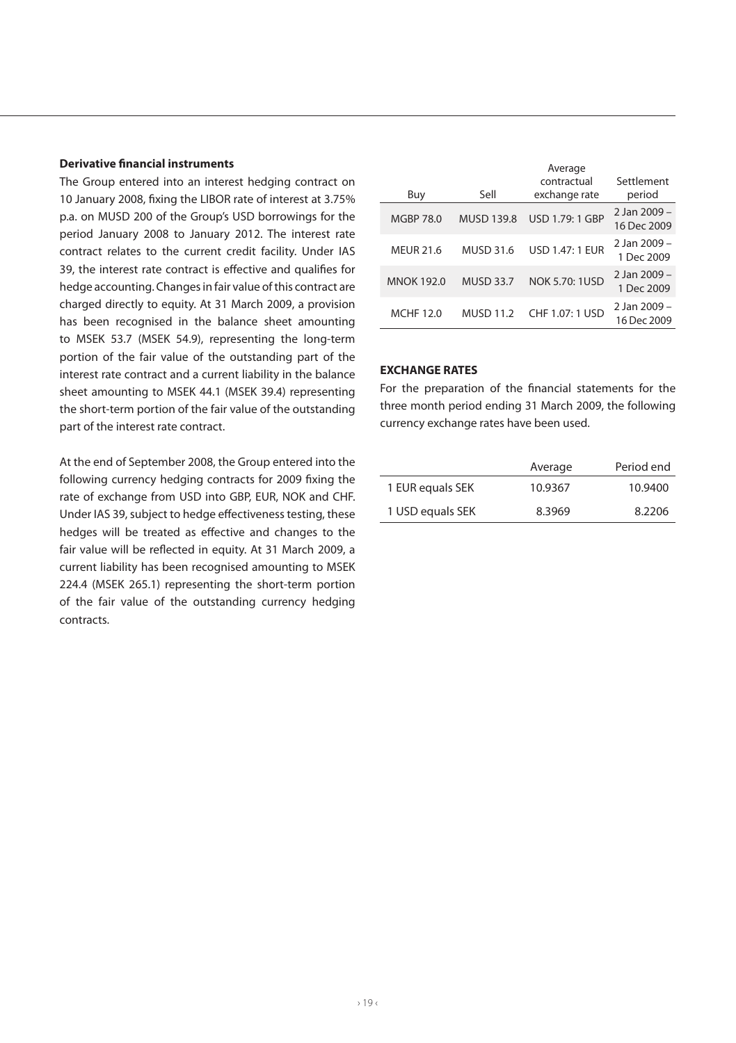**Derivative financial instruments**

The Group entered into an interest hedging contract on 10 January 2008, fixing the LIBOR rate of interest at 3.75% p.a. on MUSD 200 of the Group's USD borrowings for the period January 2008 to January 2012. The interest rate contract relates to the current credit facility. Under IAS 39, the interest rate contract is effective and qualifies for hedge accounting. Changes in fair value of this contract are charged directly to equity. At 31 March 2009, a provision has been recognised in the balance sheet amounting to MSEK 53.7 (MSEK 54.9), representing the long-term portion of the fair value of the outstanding part of the interest rate contract and a current liability in the balance sheet amounting to MSEK 44.1 (MSEK 39.4) representing the short-term portion of the fair value of the outstanding part of the interest rate contract.

At the end of September 2008, the Group entered into the following currency hedging contracts for 2009 fixing the rate of exchange from USD into GBP, EUR, NOK and CHF. Under IAS 39, subject to hedge effectiveness testing, these hedges will be treated as effective and changes to the fair value will be reflected in equity. At 31 March 2009, a current liability has been recognised amounting to MSEK 224.4 (MSEK 265.1) representing the short-term portion of the fair value of the outstanding currency hedging contracts.

| Buy | Sell | Average contractual exchange rate | Settlement period |
|---|---|---|---|
| MGBP 78.0 | MUSD 139.8 | USD 1.79: 1 GBP | 2 Jan 2009 – 16 Dec 2009 |
| MEUR 21.6 | MUSD 31.6 | USD 1.47: 1 EUR | 2 Jan 2009 – 1 Dec 2009 |
| MNOK 192.0 | MUSD 33.7 | NOK 5.70: 1USD | 2 Jan 2009 – 1 Dec 2009 |
| MCHF 12.0 | MUSD 11.2 | CHF 1.07: 1 USD | 2 Jan 2009 – 16 Dec 2009 |

**EXCHANGE RATES**

For the preparation of the financial statements for the three month period ending 31 March 2009, the following currency exchange rates have been used.

| | Average | Period end |
|---|---|---|
| 1 EUR equals SEK | 10.9367 | 10.9400 |
| 1 USD equals SEK | 8.3969 | 8.2206 |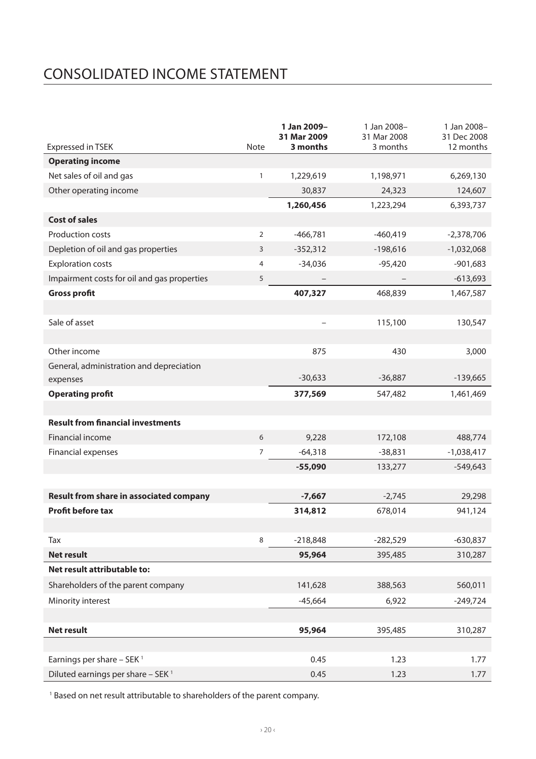# CONSOLIDATED INCOME STATEMENT

| Expressed in TSEK | Note | **1 Jan 2009– 31 Mar 2009 3 months** | 1 Jan 2008– 31 Mar 2008 3 months | 1 Jan 2008– 31 Dec 2008 12 months |
|---|---|---|---|---|
| **Operating income** | | | | |
| Net sales of oil and gas | 1 | 1,229,619 | 1,198,971 | 6,269,130 |
| Other operating income | | 30,837 | 24,323 | 124,607 |
| | | **1,260,456** | 1,223,294 | 6,393,737 |
| **Cost of sales** | | | | |
| Production costs | 2 | -466,781 | -460,419 | -2,378,706 |
| Depletion of oil and gas properties | 3 | -352,312 | -198,616 | -1,032,068 |
| Exploration costs | 4 | -34,036 | -95,420 | -901,683 |
| Impairment costs for oil and gas properties | 5 | – | – | -613,693 |
| **Gross profit** | | **407,327** | 468,839 | 1,467,587 |
| | | | | |
| Sale of asset | | – | 115,100 | 130,547 |
| | | | | |
| Other income | | 875 | 430 | 3,000 |
| General, administration and depreciation expenses | | -30,633 | -36,887 | -139,665 |
| **Operating profit** | | **377,569** | 547,482 | 1,461,469 |
| | | | | |
| **Result from financial investments** | | | | |
| Financial income | 6 | 9,228 | 172,108 | 488,774 |
| Financial expenses | 7 | -64,318 | -38,831 | -1,038,417 |
| | | **-55,090** | 133,277 | -549,643 |
| | | | | |
| **Result from share in associated company** | | **-7,667** | -2,745 | 29,298 |
| **Profit before tax** | | **314,812** | 678,014 | 941,124 |
| | | | | |
| Tax | 8 | -218,848 | -282,529 | -630,837 |
| **Net result** | | **95,964** | 395,485 | 310,287 |
| **Net result attributable to:** | | | | |
| Shareholders of the parent company | | 141,628 | 388,563 | 560,011 |
| Minority interest | | -45,664 | 6,922 | -249,724 |
| | | | | |
| **Net result** | | **95,964** | 395,485 | 310,287 |
| | | | | |
| Earnings per share – SEK [1] | | 0.45 | 1.23 | 1.77 |
| Diluted earnings per share – SEK [1] | | 0.45 | 1.23 | 1.77 |

[1] Based on net result attributable to shareholders of the parent company.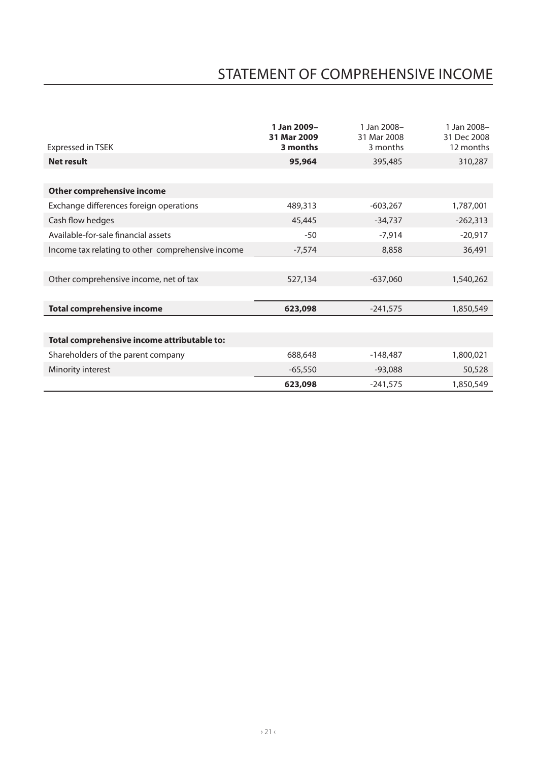# STATEMENT OF COMPREHENSIVE INCOME

| Expressed in TSEK | **1 Jan 2009– 31 Mar 2009 3 months** | 1 Jan 2008– 31 Mar 2008 3 months | 1 Jan 2008– 31 Dec 2008 12 months |
|---|---|---|---|
| **Net result** | **95,964** | 395,485 | 310,287 |
| | | | |
| **Other comprehensive income** | | | |
| Exchange differences foreign operations | 489,313 | -603,267 | 1,787,001 |
| Cash flow hedges | 45,445 | -34,737 | -262,313 |
| Available-for-sale financial assets | -50 | -7,914 | -20,917 |
| Income tax relating to other comprehensive income | -7,574 | 8,858 | 36,491 |
| | | | |
| Other comprehensive income, net of tax | 527,134 | -637,060 | 1,540,262 |
| | | | |
| **Total comprehensive income** | **623,098** | -241,575 | 1,850,549 |
| | | | |
| **Total comprehensive income attributable to:** | | | |
| Shareholders of the parent company | 688,648 | -148,487 | 1,800,021 |
| Minority interest | -65,550 | -93,088 | 50,528 |
| | **623,098** | -241,575 | 1,850,549 |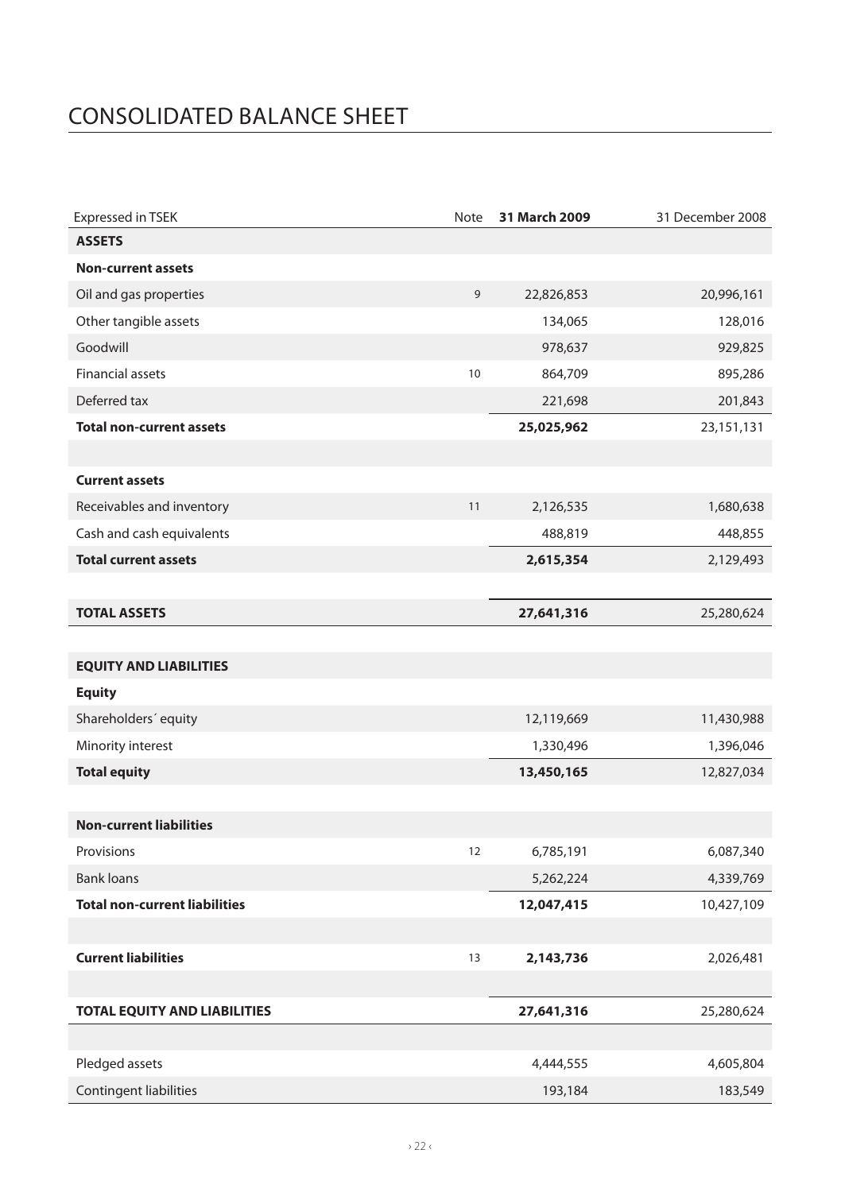# CONSOLIDATED BALANCE SHEET

| Expressed in TSEK | Note | 31 March 2009 | 31 December 2008 |
|---|---|---|---|
| **ASSETS** | | | |
| **Non-current assets** | | | |
| Oil and gas properties | 9 | 22,826,853 | 20,996,161 |
| Other tangible assets | | 134,065 | 128,016 |
| Goodwill | | 978,637 | 929,825 |
| Financial assets | 10 | 864,709 | 895,286 |
| Deferred tax | | 221,698 | 201,843 |
| **Total non-current assets** | | **25,025,962** | 23,151,131 |
| | | | |
| **Current assets** | | | |
| Receivables and inventory | 11 | 2,126,535 | 1,680,638 |
| Cash and cash equivalents | | 488,819 | 448,855 |
| **Total current assets** | | **2,615,354** | 2,129,493 |
| | | | |
| **TOTAL ASSETS** | | **27,641,316** | 25,280,624 |
| | | | |
| **EQUITY AND LIABILITIES** | | | |
| **Equity** | | | |
| Shareholders´ equity | | 12,119,669 | 11,430,988 |
| Minority interest | | 1,330,496 | 1,396,046 |
| **Total equity** | | **13,450,165** | 12,827,034 |
| | | | |
| **Non-current liabilities** | | | |
| Provisions | 12 | 6,785,191 | 6,087,340 |
| Bank loans | | 5,262,224 | 4,339,769 |
| **Total non-current liabilities** | | **12,047,415** | 10,427,109 |
| | | | |
| **Current liabilities** | 13 | **2,143,736** | 2,026,481 |
| | | | |
| **TOTAL EQUITY AND LIABILITIES** | | **27,641,316** | 25,280,624 |
| | | | |
| Pledged assets | | 4,444,555 | 4,605,804 |
| Contingent liabilities | | 193,184 | 183,549 |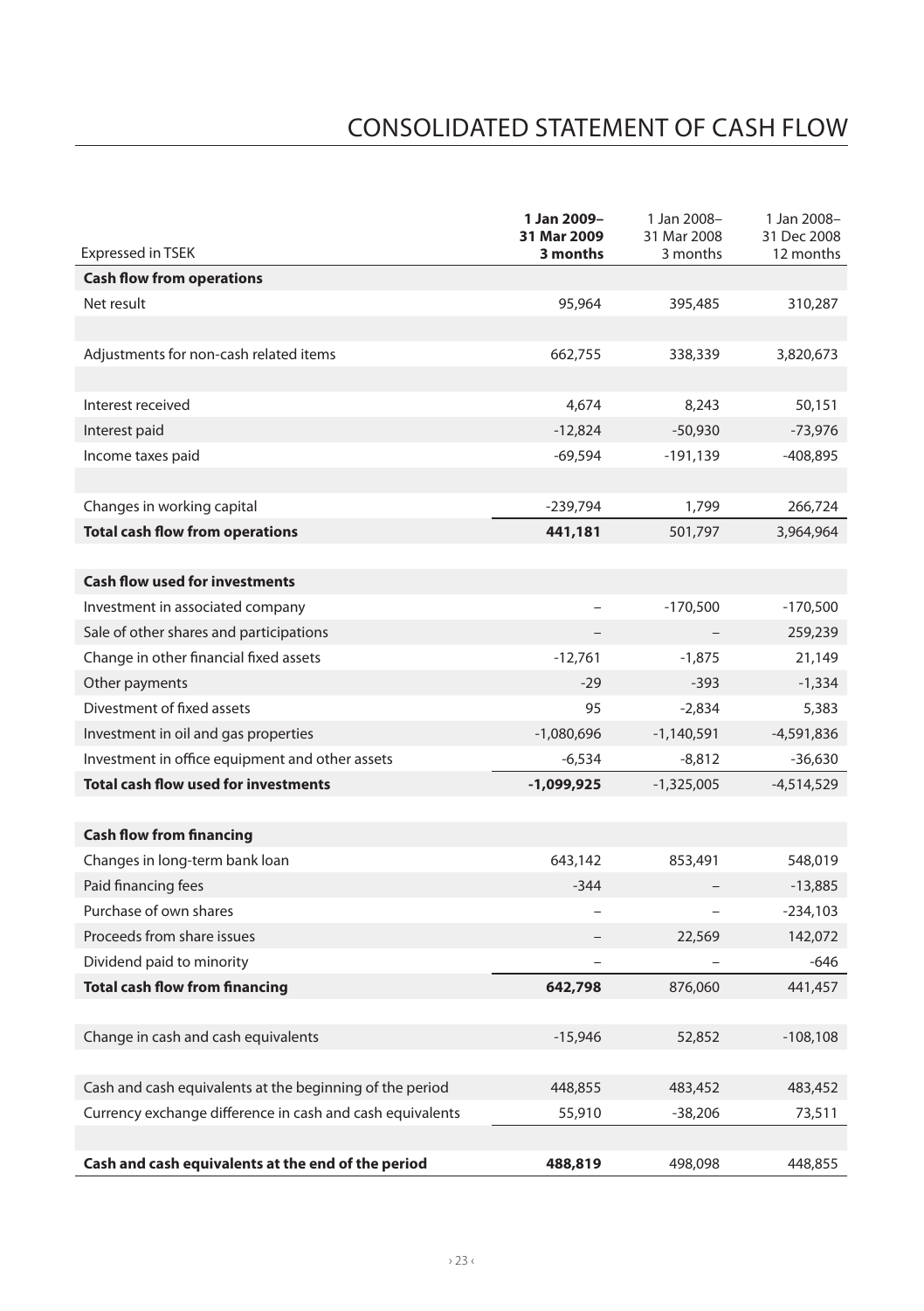# CONSOLIDATED STATEMENT OF CASH FLOW

| Expressed in TSEK | **1 Jan 2009– 31 Mar 2009 3 months** | 1 Jan 2008– 31 Mar 2008 3 months | 1 Jan 2008– 31 Dec 2008 12 months |
|---|---|---|---|
| **Cash flow from operations** | | | |
| Net result | 95,964 | 395,485 | 310,287 |
| | | | |
| Adjustments for non-cash related items | 662,755 | 338,339 | 3,820,673 |
| | | | |
| Interest received | 4,674 | 8,243 | 50,151 |
| Interest paid | -12,824 | -50,930 | -73,976 |
| Income taxes paid | -69,594 | -191,139 | -408,895 |
| | | | |
| Changes in working capital | -239,794 | 1,799 | 266,724 |
| **Total cash flow from operations** | **441,181** | 501,797 | 3,964,964 |
| | | | |
| **Cash flow used for investments** | | | |
| Investment in associated company | – | -170,500 | -170,500 |
| Sale of other shares and participations | – | – | 259,239 |
| Change in other financial fixed assets | -12,761 | -1,875 | 21,149 |
| Other payments | -29 | -393 | -1,334 |
| Divestment of fixed assets | 95 | -2,834 | 5,383 |
| Investment in oil and gas properties | -1,080,696 | -1,140,591 | -4,591,836 |
| Investment in office equipment and other assets | -6,534 | -8,812 | -36,630 |
| **Total cash flow used for investments** | **-1,099,925** | -1,325,005 | -4,514,529 |
| | | | |
| **Cash flow from financing** | | | |
| Changes in long-term bank loan | 643,142 | 853,491 | 548,019 |
| Paid financing fees | -344 | – | -13,885 |
| Purchase of own shares | – | – | -234,103 |
| Proceeds from share issues | – | 22,569 | 142,072 |
| Dividend paid to minority | – | – | -646 |
| **Total cash flow from financing** | **642,798** | 876,060 | 441,457 |
| | | | |
| Change in cash and cash equivalents | -15,946 | 52,852 | -108,108 |
| | | | |
| Cash and cash equivalents at the beginning of the period | 448,855 | 483,452 | 483,452 |
| Currency exchange difference in cash and cash equivalents | 55,910 | -38,206 | 73,511 |
| | | | |
| **Cash and cash equivalents at the end of the period** | **488,819** | 498,098 | 448,855 |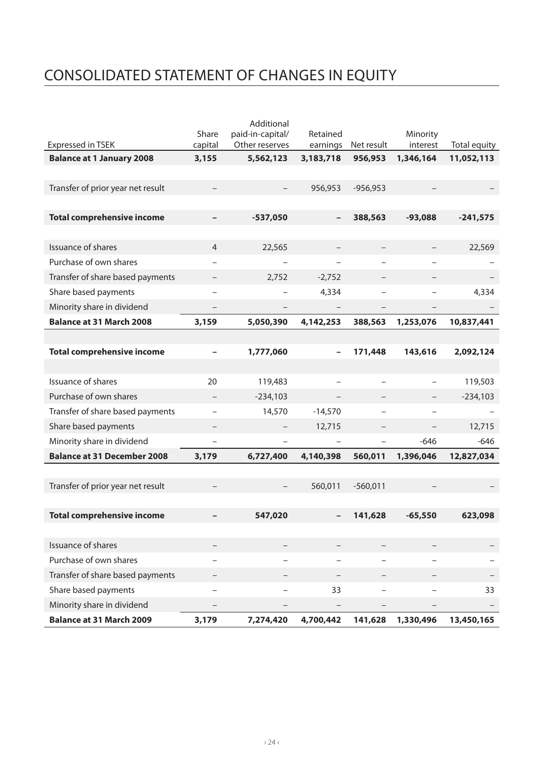# CONSOLIDATED STATEMENT OF CHANGES IN EQUITY

| Expressed in TSEK | Share capital | Additional paid-in-capital/ Other reserves | Retained earnings | Net result | Minority interest | Total equity |
|---|---|---|---|---|---|---|
| **Balance at 1 January 2008** | **3,155** | **5,562,123** | **3,183,718** | **956,953** | **1,346,164** | **11,052,113** |
| | | | | | | |
| Transfer of prior year net result | – | – | 956,953 | -956,953 | – | – |
| | | | | | | |
| **Total comprehensive income** | **–** | **-537,050** | **–** | **388,563** | **-93,088** | **-241,575** |
| | | | | | | |
| Issuance of shares | 4 | 22,565 | – | – | – | 22,569 |
| Purchase of own shares | – | – | – | – | – | – |
| Transfer of share based payments | – | 2,752 | -2,752 | – | – | – |
| Share based payments | – | – | 4,334 | – | – | 4,334 |
| Minority share in dividend | – | – | – | – | – | – |
| **Balance at 31 March 2008** | **3,159** | **5,050,390** | **4,142,253** | **388,563** | **1,253,076** | **10,837,441** |
| | | | | | | |
| **Total comprehensive income** | **–** | **1,777,060** | **–** | **171,448** | **143,616** | **2,092,124** |
| | | | | | | |
| Issuance of shares | 20 | 119,483 | – | – | – | 119,503 |
| Purchase of own shares | – | -234,103 | – | – | – | -234,103 |
| Transfer of share based payments | – | 14,570 | -14,570 | – | – | – |
| Share based payments | – | – | 12,715 | – | – | 12,715 |
| Minority share in dividend | – | – | – | – | -646 | -646 |
| **Balance at 31 December 2008** | **3,179** | **6,727,400** | **4,140,398** | **560,011** | **1,396,046** | **12,827,034** |
| | | | | | | |
| Transfer of prior year net result | – | – | 560,011 | -560,011 | – | – |
| | | | | | | |
| **Total comprehensive income** | **–** | **547,020** | **–** | **141,628** | **-65,550** | **623,098** |
| | | | | | | |
| Issuance of shares | – | – | – | – | – | – |
| Purchase of own shares | – | – | – | – | – | – |
| Transfer of share based payments | – | – | – | – | – | – |
| Share based payments | – | – | 33 | – | – | 33 |
| Minority share in dividend | – | – | – | – | – | – |
| **Balance at 31 March 2009** | **3,179** | **7,274,420** | **4,700,442** | **141,628** | **1,330,496** | **13,450,165** |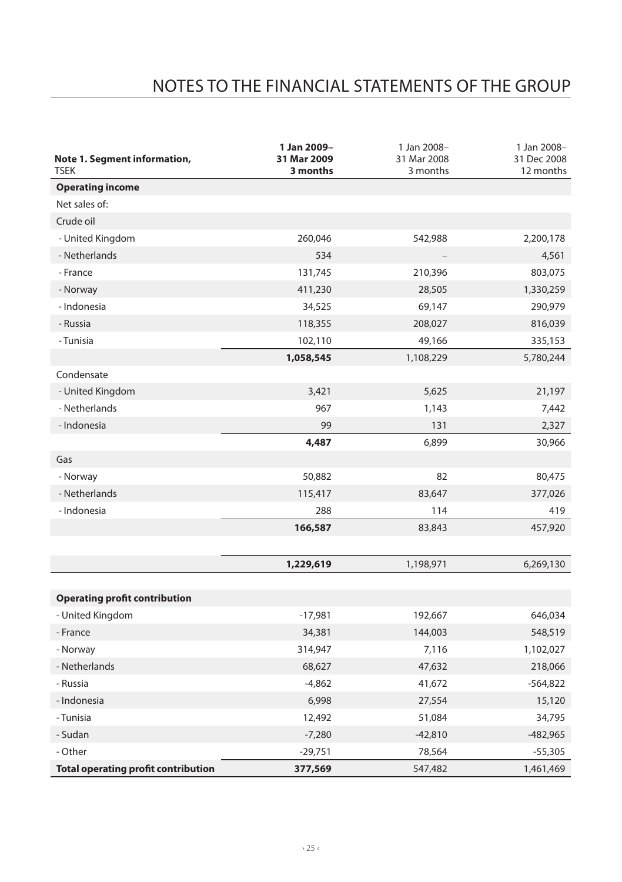# NOTES TO THE FINANCIAL STATEMENTS OF THE GROUP

| **Note 1. Segment information,** TSEK | **1 Jan 2009– 31 Mar 2009 3 months** | 1 Jan 2008– 31 Mar 2008 3 months | 1 Jan 2008– 31 Dec 2008 12 months |
|---|---|---|---|
| **Operating income** | | | |
| Net sales of: | | | |
| Crude oil | | | |
| - United Kingdom | 260,046 | 542,988 | 2,200,178 |
| - Netherlands | 534 | – | 4,561 |
| - France | 131,745 | 210,396 | 803,075 |
| - Norway | 411,230 | 28,505 | 1,330,259 |
| - Indonesia | 34,525 | 69,147 | 290,979 |
| - Russia | 118,355 | 208,027 | 816,039 |
| - Tunisia | 102,110 | 49,166 | 335,153 |
| | **1,058,545** | 1,108,229 | 5,780,244 |
| Condensate | | | |
| - United Kingdom | 3,421 | 5,625 | 21,197 |
| - Netherlands | 967 | 1,143 | 7,442 |
| - Indonesia | 99 | 131 | 2,327 |
| | **4,487** | 6,899 | 30,966 |
| Gas | | | |
| - Norway | 50,882 | 82 | 80,475 |
| - Netherlands | 115,417 | 83,647 | 377,026 |
| - Indonesia | 288 | 114 | 419 |
| | **166,587** | 83,843 | 457,920 |
| | | | |
| | **1,229,619** | 1,198,971 | 6,269,130 |
| | | | |
| **Operating profit contribution** | | | |
| - United Kingdom | -17,981 | 192,667 | 646,034 |
| - France | 34,381 | 144,003 | 548,519 |
| - Norway | 314,947 | 7,116 | 1,102,027 |
| - Netherlands | 68,627 | 47,632 | 218,066 |
| - Russia | -4,862 | 41,672 | -564,822 |
| - Indonesia | 6,998 | 27,554 | 15,120 |
| - Tunisia | 12,492 | 51,084 | 34,795 |
| - Sudan | -7,280 | -42,810 | -482,965 |
| - Other | -29,751 | 78,564 | -55,305 |
| **Total operating profit contribution** | **377,569** | 547,482 | 1,461,469 |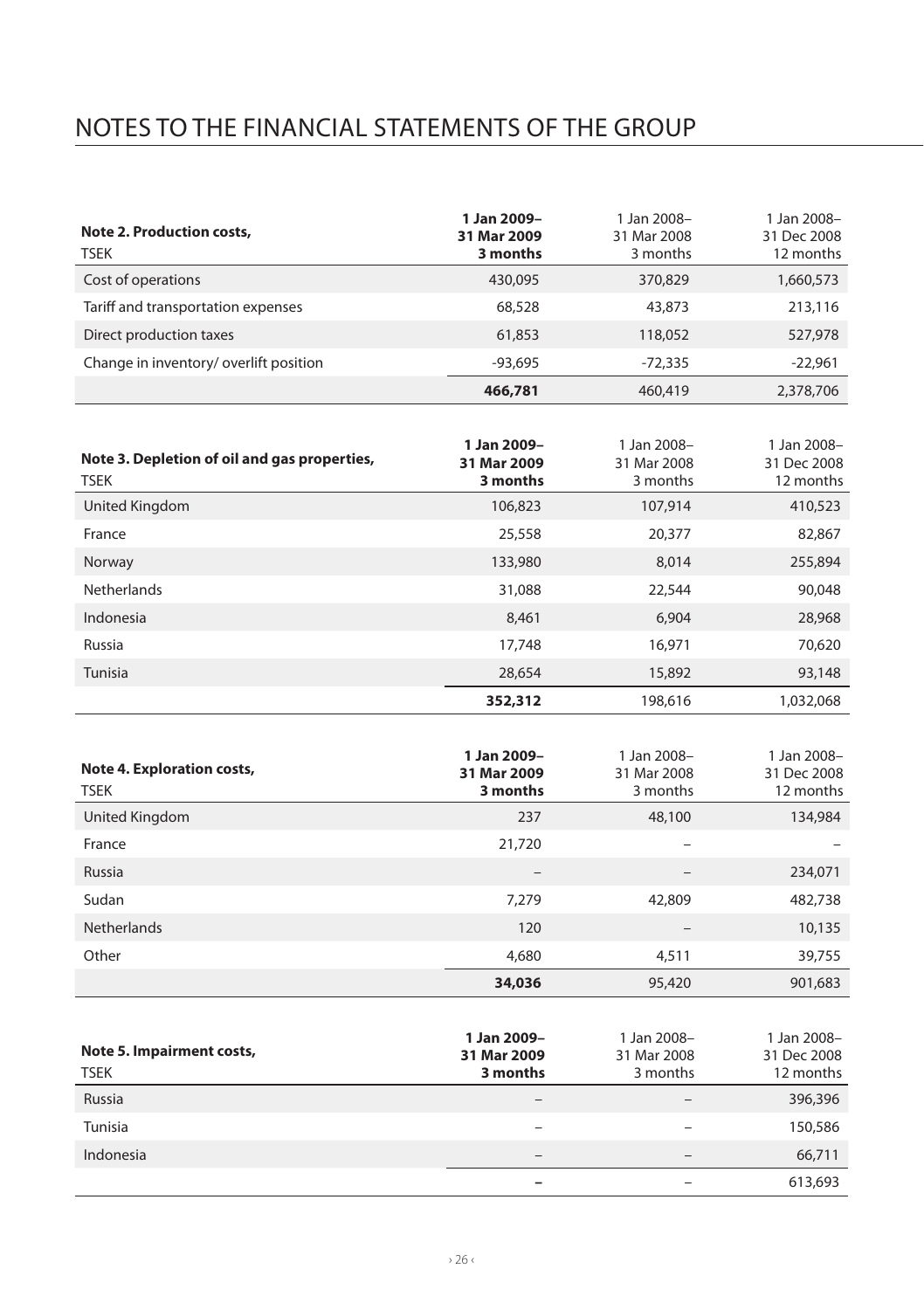# NOTES TO THE FINANCIAL STATEMENTS OF THE GROUP

| **Note 2. Production costs,** TSEK | **1 Jan 2009– 31 Mar 2009 3 months** | 1 Jan 2008– 31 Mar 2008 3 months | 1 Jan 2008– 31 Dec 2008 12 months |
|---|---|---|---|
| Cost of operations | 430,095 | 370,829 | 1,660,573 |
| Tariff and transportation expenses | 68,528 | 43,873 | 213,116 |
| Direct production taxes | 61,853 | 118,052 | 527,978 |
| Change in inventory/ overlift position | -93,695 | -72,335 | -22,961 |
| | **466,781** | 460,419 | 2,378,706 |

| **Note 3. Depletion of oil and gas properties,** TSEK | **1 Jan 2009– 31 Mar 2009 3 months** | 1 Jan 2008– 31 Mar 2008 3 months | 1 Jan 2008– 31 Dec 2008 12 months |
|---|---|---|---|
| United Kingdom | 106,823 | 107,914 | 410,523 |
| France | 25,558 | 20,377 | 82,867 |
| Norway | 133,980 | 8,014 | 255,894 |
| Netherlands | 31,088 | 22,544 | 90,048 |
| Indonesia | 8,461 | 6,904 | 28,968 |
| Russia | 17,748 | 16,971 | 70,620 |
| Tunisia | 28,654 | 15,892 | 93,148 |
| | **352,312** | 198,616 | 1,032,068 |

| **Note 4. Exploration costs,** TSEK | **1 Jan 2009– 31 Mar 2009 3 months** | 1 Jan 2008– 31 Mar 2008 3 months | 1 Jan 2008– 31 Dec 2008 12 months |
|---|---|---|---|
| United Kingdom | 237 | 48,100 | 134,984 |
| France | 21,720 | – | – |
| Russia | – | – | 234,071 |
| Sudan | 7,279 | 42,809 | 482,738 |
| Netherlands | 120 | – | 10,135 |
| Other | 4,680 | 4,511 | 39,755 |
| | **34,036** | 95,420 | 901,683 |

| **Note 5. Impairment costs,** TSEK | **1 Jan 2009– 31 Mar 2009 3 months** | 1 Jan 2008– 31 Mar 2008 3 months | 1 Jan 2008– 31 Dec 2008 12 months |
|---|---|---|---|
| Russia | – | – | 396,396 |
| Tunisia | – | – | 150,586 |
| Indonesia | – | – | 66,711 |
| | **–** | – | 613,693 |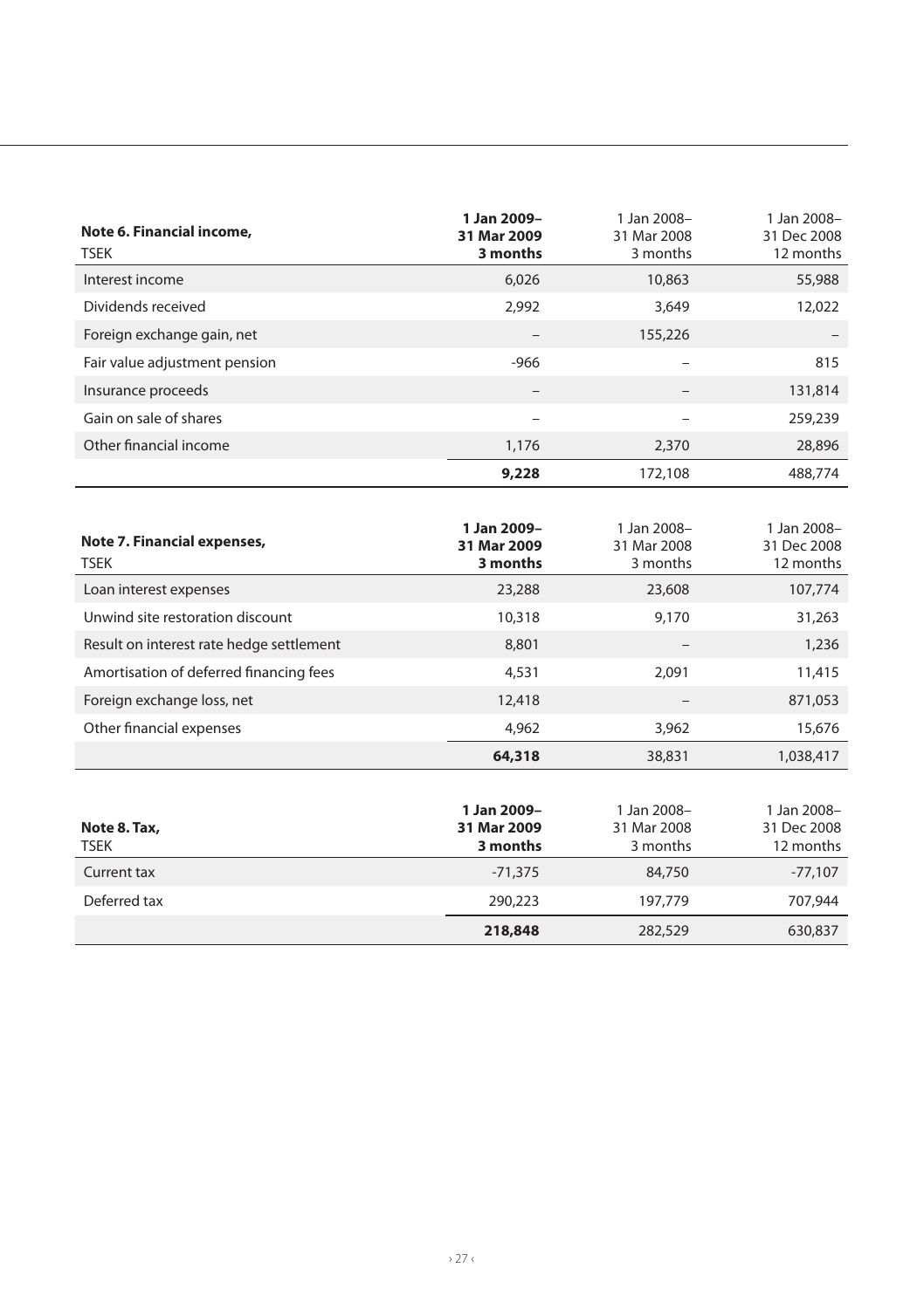| Note 6. Financial income, TSEK | 1 Jan 2009– 31 Mar 2009 3 months | 1 Jan 2008– 31 Mar 2008 3 months | 1 Jan 2008– 31 Dec 2008 12 months |
|---|---|---|---|
| Interest income | 6,026 | 10,863 | 55,988 |
| Dividends received | 2,992 | 3,649 | 12,022 |
| Foreign exchange gain, net | – | 155,226 | – |
| Fair value adjustment pension | -966 | – | 815 |
| Insurance proceeds | – | – | 131,814 |
| Gain on sale of shares | – | – | 259,239 |
| Other financial income | 1,176 | 2,370 | 28,896 |
| | **9,228** | 172,108 | 488,774 |

| Note 7. Financial expenses, TSEK | 1 Jan 2009– 31 Mar 2009 3 months | 1 Jan 2008– 31 Mar 2008 3 months | 1 Jan 2008– 31 Dec 2008 12 months |
|---|---|---|---|
| Loan interest expenses | 23,288 | 23,608 | 107,774 |
| Unwind site restoration discount | 10,318 | 9,170 | 31,263 |
| Result on interest rate hedge settlement | 8,801 | – | 1,236 |
| Amortisation of deferred financing fees | 4,531 | 2,091 | 11,415 |
| Foreign exchange loss, net | 12,418 | – | 871,053 |
| Other financial expenses | 4,962 | 3,962 | 15,676 |
| | **64,318** | 38,831 | 1,038,417 |

| Note 8. Tax, TSEK | 1 Jan 2009– 31 Mar 2009 3 months | 1 Jan 2008– 31 Mar 2008 3 months | 1 Jan 2008– 31 Dec 2008 12 months |
|---|---|---|---|
| Current tax | -71,375 | 84,750 | -77,107 |
| Deferred tax | 290,223 | 197,779 | 707,944 |
| | **218,848** | 282,529 | 630,837 |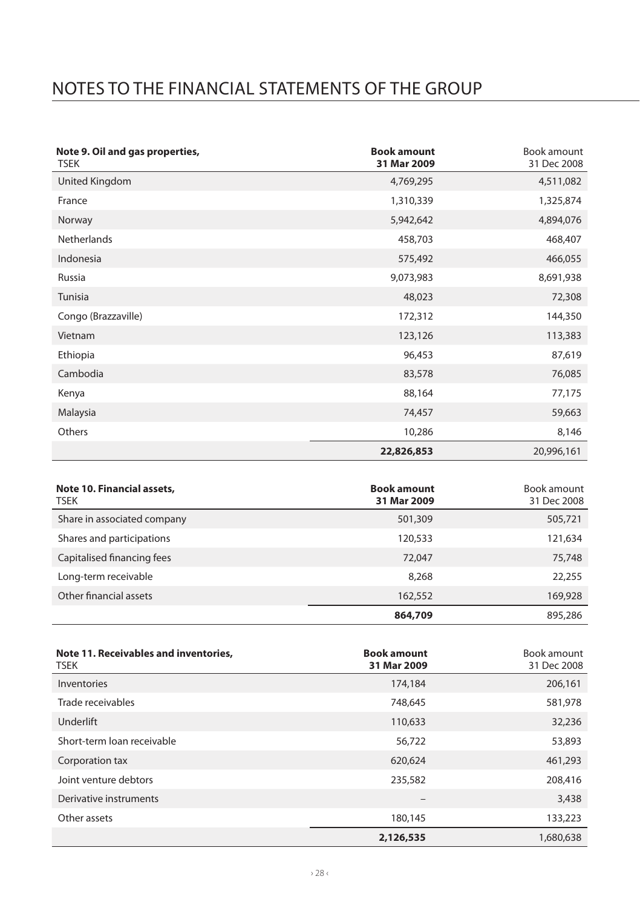# NOTES TO THE FINANCIAL STATEMENTS OF THE GROUP

| Note 9. Oil and gas properties, TSEK | Book amount 31 Mar 2009 | Book amount 31 Dec 2008 |
|---|---|---|
| United Kingdom | 4,769,295 | 4,511,082 |
| France | 1,310,339 | 1,325,874 |
| Norway | 5,942,642 | 4,894,076 |
| Netherlands | 458,703 | 468,407 |
| Indonesia | 575,492 | 466,055 |
| Russia | 9,073,983 | 8,691,938 |
| Tunisia | 48,023 | 72,308 |
| Congo (Brazzaville) | 172,312 | 144,350 |
| Vietnam | 123,126 | 113,383 |
| Ethiopia | 96,453 | 87,619 |
| Cambodia | 83,578 | 76,085 |
| Kenya | 88,164 | 77,175 |
| Malaysia | 74,457 | 59,663 |
| Others | 10,286 | 8,146 |
| | **22,826,853** | 20,996,161 |

| Note 10. Financial assets, TSEK | Book amount 31 Mar 2009 | Book amount 31 Dec 2008 |
|---|---|---|
| Share in associated company | 501,309 | 505,721 |
| Shares and participations | 120,533 | 121,634 |
| Capitalised financing fees | 72,047 | 75,748 |
| Long-term receivable | 8,268 | 22,255 |
| Other financial assets | 162,552 | 169,928 |
| | **864,709** | 895,286 |

| Note 11. Receivables and inventories, TSEK | Book amount 31 Mar 2009 | Book amount 31 Dec 2008 |
|---|---|---|
| Inventories | 174,184 | 206,161 |
| Trade receivables | 748,645 | 581,978 |
| Underlift | 110,633 | 32,236 |
| Short-term loan receivable | 56,722 | 53,893 |
| Corporation tax | 620,624 | 461,293 |
| Joint venture debtors | 235,582 | 208,416 |
| Derivative instruments | – | 3,438 |
| Other assets | 180,145 | 133,223 |
| | **2,126,535** | 1,680,638 |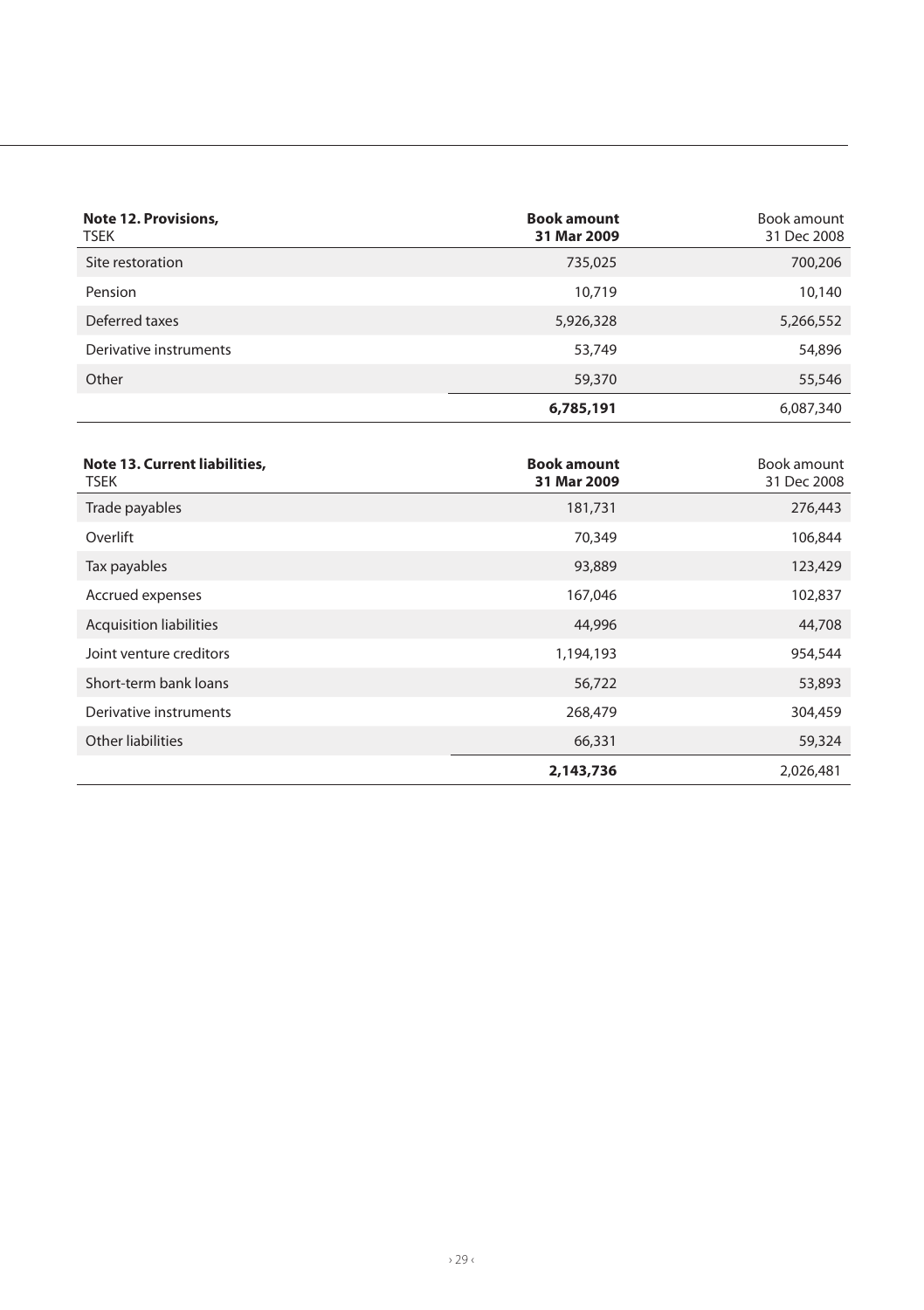| **Note 12. Provisions,** TSEK | **Book amount 31 Mar 2009** | Book amount 31 Dec 2008 |
|---|---|---|
| Site restoration | 735,025 | 700,206 |
| Pension | 10,719 | 10,140 |
| Deferred taxes | 5,926,328 | 5,266,552 |
| Derivative instruments | 53,749 | 54,896 |
| Other | 59,370 | 55,546 |
| | **6,785,191** | 6,087,340 |

| **Note 13. Current liabilities,** TSEK | **Book amount 31 Mar 2009** | Book amount 31 Dec 2008 |
|---|---|---|
| Trade payables | 181,731 | 276,443 |
| Overlift | 70,349 | 106,844 |
| Tax payables | 93,889 | 123,429 |
| Accrued expenses | 167,046 | 102,837 |
| Acquisition liabilities | 44,996 | 44,708 |
| Joint venture creditors | 1,194,193 | 954,544 |
| Short-term bank loans | 56,722 | 53,893 |
| Derivative instruments | 268,479 | 304,459 |
| Other liabilities | 66,331 | 59,324 |
| | **2,143,736** | 2,026,481 |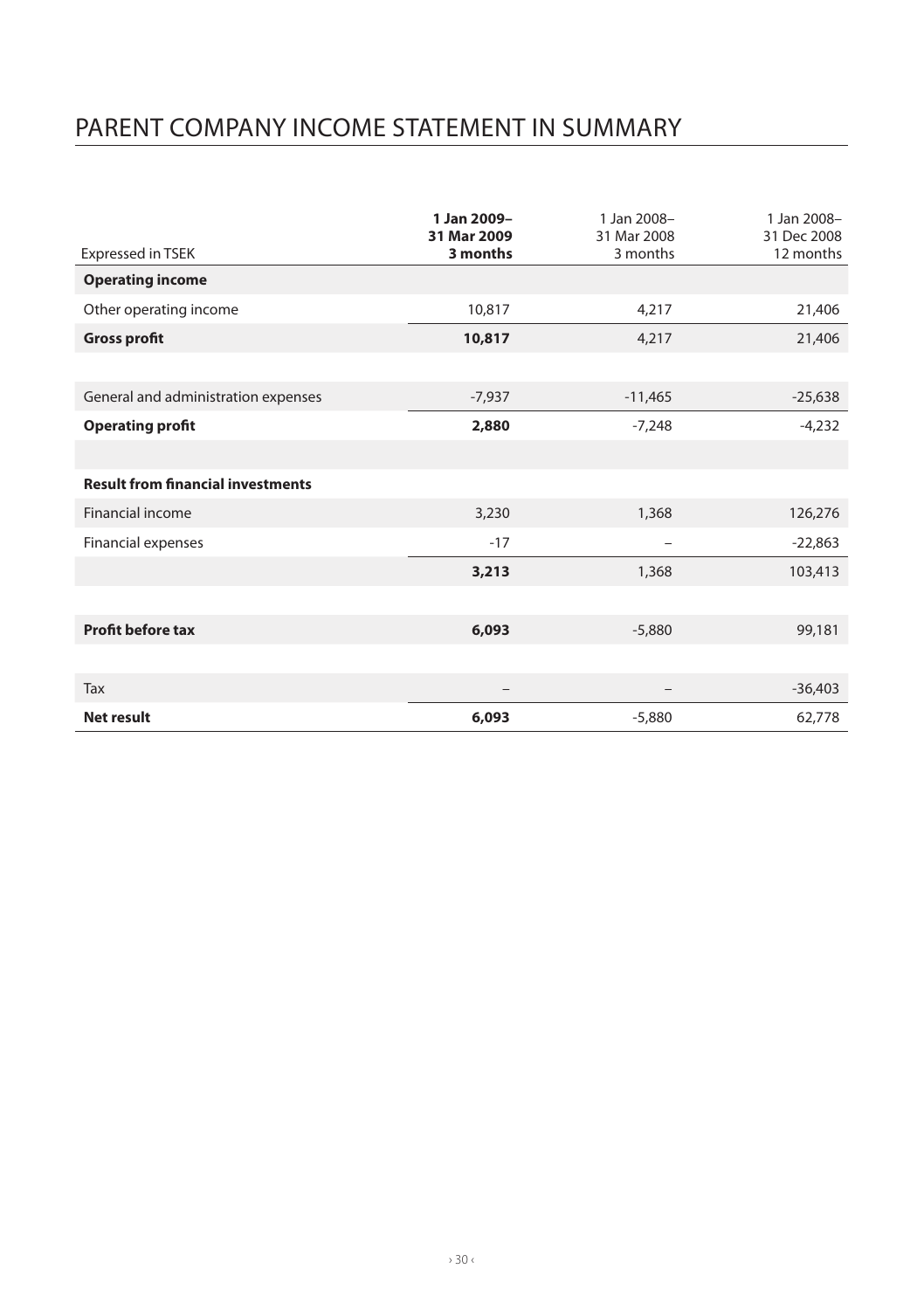# PARENT COMPANY INCOME STATEMENT IN SUMMARY

| Expressed in TSEK | **1 Jan 2009– 31 Mar 2009 3 months** | 1 Jan 2008– 31 Mar 2008 3 months | 1 Jan 2008– 31 Dec 2008 12 months |
|---|---|---|---|
| **Operating income** | | | |
| Other operating income | 10,817 | 4,217 | 21,406 |
| **Gross profit** | **10,817** | 4,217 | 21,406 |
| | | | |
| General and administration expenses | -7,937 | -11,465 | -25,638 |
| **Operating profit** | **2,880** | -7,248 | -4,232 |
| | | | |
| **Result from financial investments** | | | |
| Financial income | 3,230 | 1,368 | 126,276 |
| Financial expenses | -17 | – | -22,863 |
| | **3,213** | 1,368 | 103,413 |
| | | | |
| **Profit before tax** | **6,093** | -5,880 | 99,181 |
| | | | |
| Tax | – | – | -36,403 |
| **Net result** | **6,093** | -5,880 | 62,778 |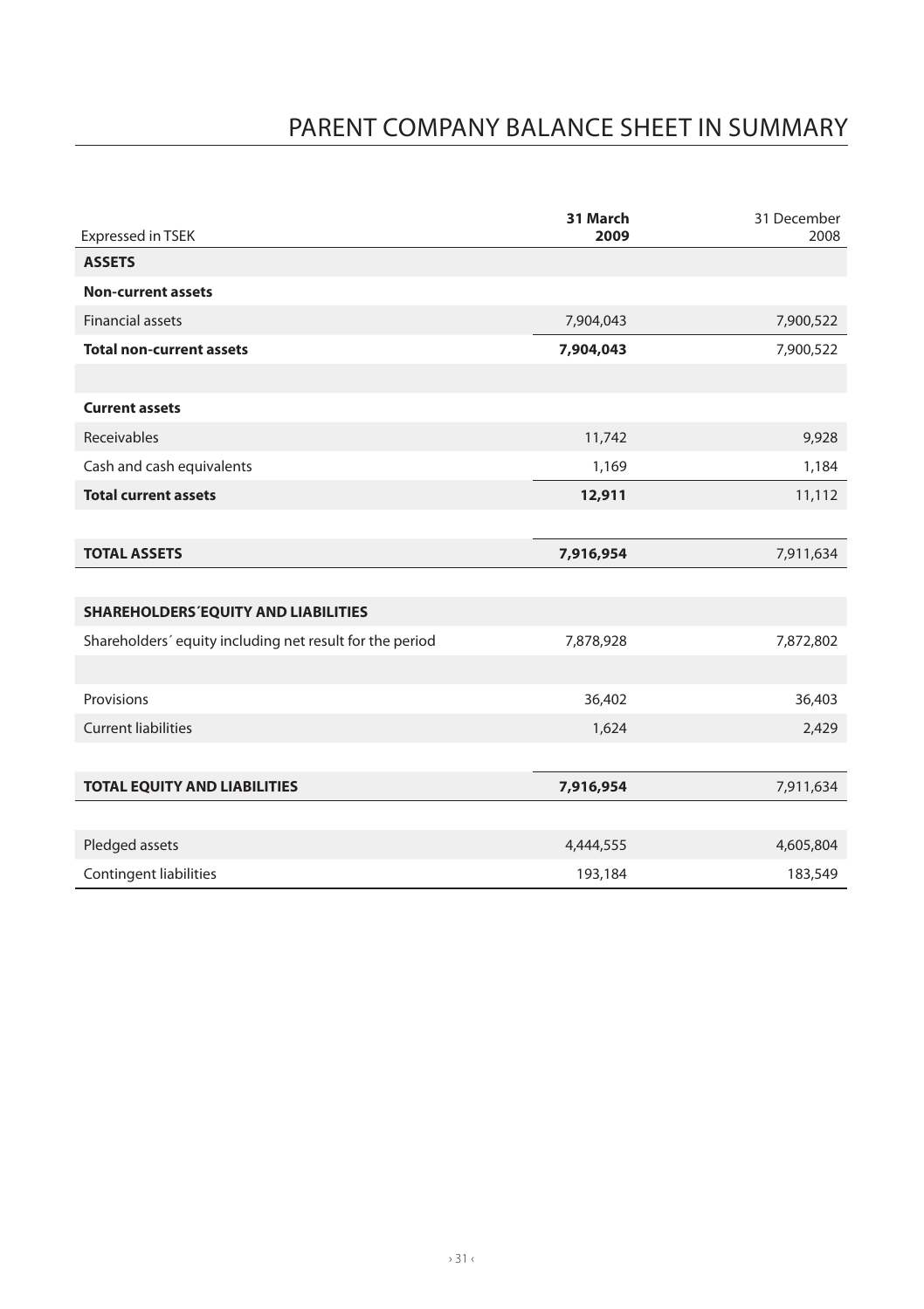# PARENT COMPANY BALANCE SHEET IN SUMMARY

| Expressed in TSEK | **31 March 2009** | 31 December 2008 |
|---|---|---|
| **ASSETS** | | |
| **Non-current assets** | | |
| Financial assets | 7,904,043 | 7,900,522 |
| **Total non-current assets** | **7,904,043** | 7,900,522 |
| | | |
| **Current assets** | | |
| Receivables | 11,742 | 9,928 |
| Cash and cash equivalents | 1,169 | 1,184 |
| **Total current assets** | **12,911** | 11,112 |
| | | |
| **TOTAL ASSETS** | **7,916,954** | 7,911,634 |
| | | |
| **SHAREHOLDERS´EQUITY AND LIABILITIES** | | |
| Shareholders´ equity including net result for the period | 7,878,928 | 7,872,802 |
| | | |
| Provisions | 36,402 | 36,403 |
| Current liabilities | 1,624 | 2,429 |
| | | |
| **TOTAL EQUITY AND LIABILITIES** | **7,916,954** | 7,911,634 |
| | | |
| Pledged assets | 4,444,555 | 4,605,804 |
| Contingent liabilities | 193,184 | 183,549 |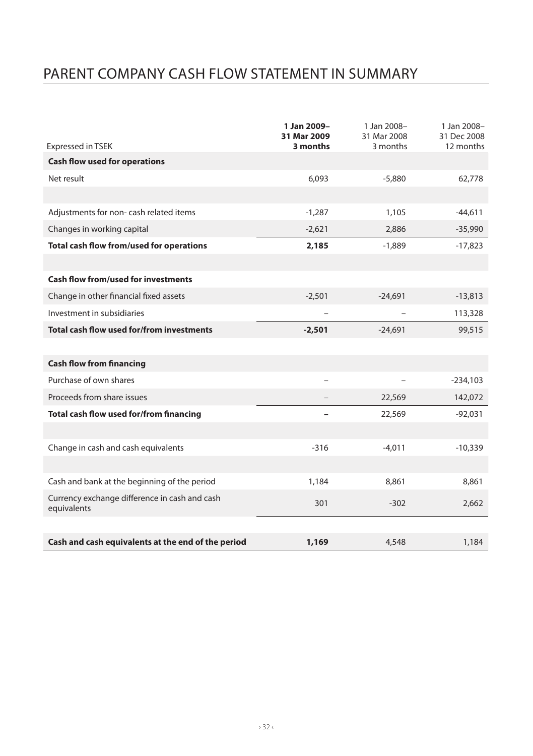# PARENT COMPANY CASH FLOW STATEMENT IN SUMMARY

| Expressed in TSEK | **1 Jan 2009– 31 Mar 2009 3 months** | 1 Jan 2008– 31 Mar 2008 3 months | 1 Jan 2008– 31 Dec 2008 12 months |
|---|---|---|---|
| **Cash flow used for operations** | | | |
| Net result | 6,093 | -5,880 | 62,778 |
| | | | |
| Adjustments for non- cash related items | -1,287 | 1,105 | -44,611 |
| Changes in working capital | -2,621 | 2,886 | -35,990 |
| **Total cash flow from/used for operations** | **2,185** | -1,889 | -17,823 |
| | | | |
| **Cash flow from/used for investments** | | | |
| Change in other financial fixed assets | -2,501 | -24,691 | -13,813 |
| Investment in subsidiaries | – | – | 113,328 |
| **Total cash flow used for/from investments** | **-2,501** | -24,691 | 99,515 |
| | | | |
| **Cash flow from financing** | | | |
| Purchase of own shares | – | – | -234,103 |
| Proceeds from share issues | – | 22,569 | 142,072 |
| **Total cash flow used for/from financing** | **–** | 22,569 | -92,031 |
| | | | |
| Change in cash and cash equivalents | -316 | -4,011 | -10,339 |
| | | | |
| Cash and bank at the beginning of the period | 1,184 | 8,861 | 8,861 |
| Currency exchange difference in cash and cash equivalents | 301 | -302 | 2,662 |
| | | | |
| **Cash and cash equivalents at the end of the period** | **1,169** | 4,548 | 1,184 |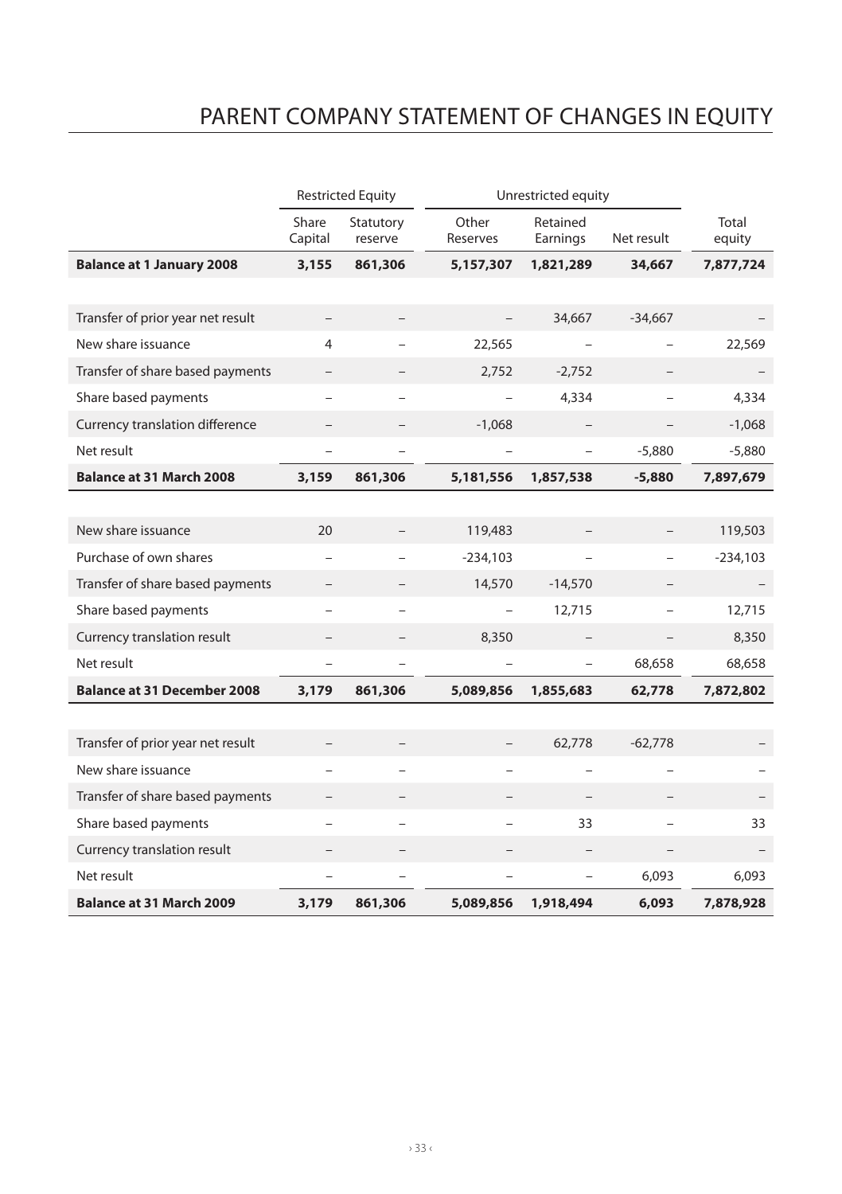# PARENT COMPANY STATEMENT OF CHANGES IN EQUITY

| | Restricted Equity | | Unrestricted equity | | | |
|---|---|---|---|---|---|---|
| | Share Capital | Statutory reserve | Other Reserves | Retained Earnings | Net result | Total equity |
| **Balance at 1 January 2008** | **3,155** | **861,306** | **5,157,307** | **1,821,289** | **34,667** | **7,877,724** |
| | | | | | | |
| Transfer of prior year net result | – | – | – | 34,667 | -34,667 | – |
| New share issuance | 4 | – | 22,565 | – | – | 22,569 |
| Transfer of share based payments | – | – | 2,752 | -2,752 | – | – |
| Share based payments | – | – | – | 4,334 | – | 4,334 |
| Currency translation difference | – | – | -1,068 | – | – | -1,068 |
| Net result | – | – | – | – | -5,880 | -5,880 |
| **Balance at 31 March 2008** | **3,159** | **861,306** | **5,181,556** | **1,857,538** | **-5,880** | **7,897,679** |
| | | | | | | |
| New share issuance | 20 | – | 119,483 | – | – | 119,503 |
| Purchase of own shares | – | – | -234,103 | – | – | -234,103 |
| Transfer of share based payments | – | – | 14,570 | -14,570 | – | – |
| Share based payments | – | – | – | 12,715 | – | 12,715 |
| Currency translation result | – | – | 8,350 | – | – | 8,350 |
| Net result | – | – | – | – | 68,658 | 68,658 |
| **Balance at 31 December 2008** | **3,179** | **861,306** | **5,089,856** | **1,855,683** | **62,778** | **7,872,802** |
| | | | | | | |
| Transfer of prior year net result | – | – | – | 62,778 | -62,778 | – |
| New share issuance | – | – | – | – | – | – |
| Transfer of share based payments | – | – | – | – | – | – |
| Share based payments | – | – | – | 33 | – | 33 |
| Currency translation result | – | – | – | – | – | – |
| Net result | – | – | – | – | 6,093 | 6,093 |
| **Balance at 31 March 2009** | **3,179** | **861,306** | **5,089,856** | **1,918,494** | **6,093** | **7,878,928** |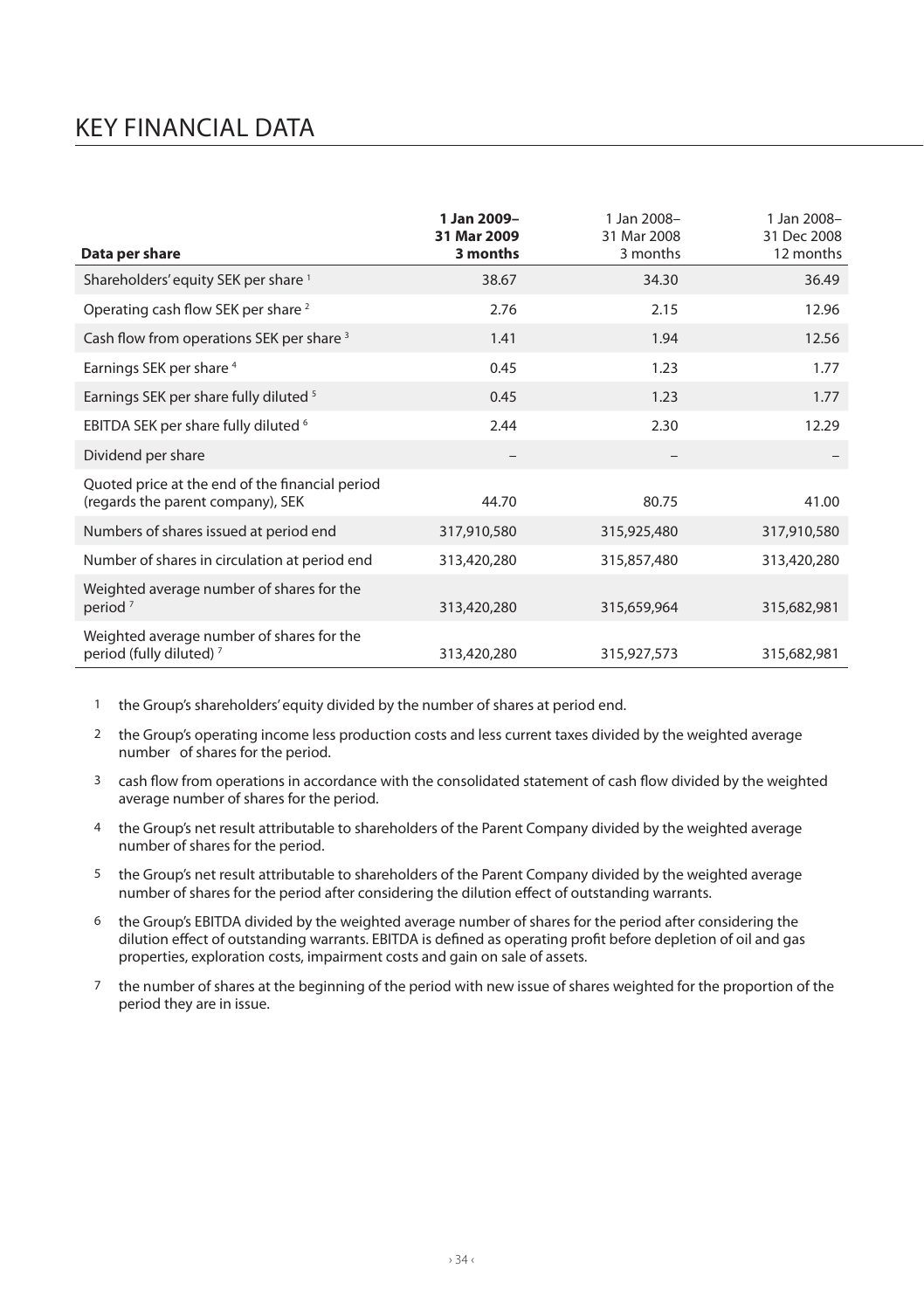# KEY FINANCIAL DATA

| Data per share | 1 Jan 2009– 31 Mar 2009 3 months | 1 Jan 2008– 31 Mar 2008 3 months | 1 Jan 2008– 31 Dec 2008 12 months |
|---|---|---|---|
| Shareholders' equity SEK per share [1] | 38.67 | 34.30 | 36.49 |
| Operating cash flow SEK per share [2] | 2.76 | 2.15 | 12.96 |
| Cash flow from operations SEK per share [3] | 1.41 | 1.94 | 12.56 |
| Earnings SEK per share [4] | 0.45 | 1.23 | 1.77 |
| Earnings SEK per share fully diluted [5] | 0.45 | 1.23 | 1.77 |
| EBITDA SEK per share fully diluted [6] | 2.44 | 2.30 | 12.29 |
| Dividend per share | – | – | – |
| Quoted price at the end of the financial period (regards the parent company), SEK | 44.70 | 80.75 | 41.00 |
| Numbers of shares issued at period end | 317,910,580 | 315,925,480 | 317,910,580 |
| Number of shares in circulation at period end | 313,420,280 | 315,857,480 | 313,420,280 |
| Weighted average number of shares for the period [7] | 313,420,280 | 315,659,964 | 315,682,981 |
| Weighted average number of shares for the period (fully diluted) [7] | 313,420,280 | 315,927,573 | 315,682,981 |

1 the Group's shareholders' equity divided by the number of shares at period end.

2 the Group's operating income less production costs and less current taxes divided by the weighted average number of shares for the period.

3 cash flow from operations in accordance with the consolidated statement of cash flow divided by the weighted average number of shares for the period.

4 the Group's net result attributable to shareholders of the Parent Company divided by the weighted average number of shares for the period.

5 the Group's net result attributable to shareholders of the Parent Company divided by the weighted average number of shares for the period after considering the dilution effect of outstanding warrants.

6 the Group's EBITDA divided by the weighted average number of shares for the period after considering the dilution effect of outstanding warrants. EBITDA is defined as operating profit before depletion of oil and gas properties, exploration costs, impairment costs and gain on sale of assets.

7 the number of shares at the beginning of the period with new issue of shares weighted for the proportion of the period they are in issue.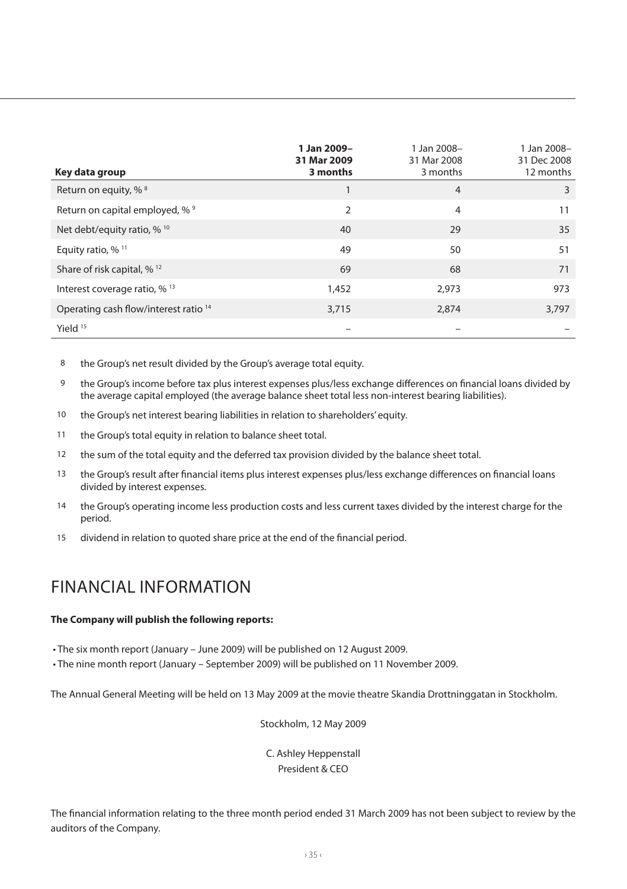| Key data group | 1 Jan 2009– 31 Mar 2009 3 months | 1 Jan 2008– 31 Mar 2008 3 months | 1 Jan 2008– 31 Dec 2008 12 months |
|---|---|---|---|
| Return on equity, % [8] | 1 | 4 | 3 |
| Return on capital employed, % [9] | 2 | 4 | 11 |
| Net debt/equity ratio, % [10] | 40 | 29 | 35 |
| Equity ratio, % [11] | 49 | 50 | 51 |
| Share of risk capital, % [12] | 69 | 68 | 71 |
| Interest coverage ratio, % [13] | 1,452 | 2,973 | 973 |
| Operating cash flow/interest ratio [14] | 3,715 | 2,874 | 3,797 |
| Yield [15] | – | – | – |

8 the Group's net result divided by the Group's average total equity.

9 the Group's income before tax plus interest expenses plus/less exchange differences on financial loans divided by the average capital employed (the average balance sheet total less non-interest bearing liabilities).

10 the Group's net interest bearing liabilities in relation to shareholders' equity.

11 the Group's total equity in relation to balance sheet total.

12 the sum of the total equity and the deferred tax provision divided by the balance sheet total.

13 the Group's result after financial items plus interest expenses plus/less exchange differences on financial loans divided by interest expenses.

14 the Group's operating income less production costs and less current taxes divided by the interest charge for the period.

15 dividend in relation to quoted share price at the end of the financial period.

# FINANCIAL INFORMATION

**The Company will publish the following reports:**

- The six month report (January – June 2009) will be published on 12 August 2009.
- The nine month report (January – September 2009) will be published on 11 November 2009.

The Annual General Meeting will be held on 13 May 2009 at the movie theatre Skandia Drottninggatan in Stockholm.

Stockholm, 12 May 2009

C. Ashley Heppenstall
President & CEO

The financial information relating to the three month period ended 31 March 2009 has not been subject to review by the auditors of the Company.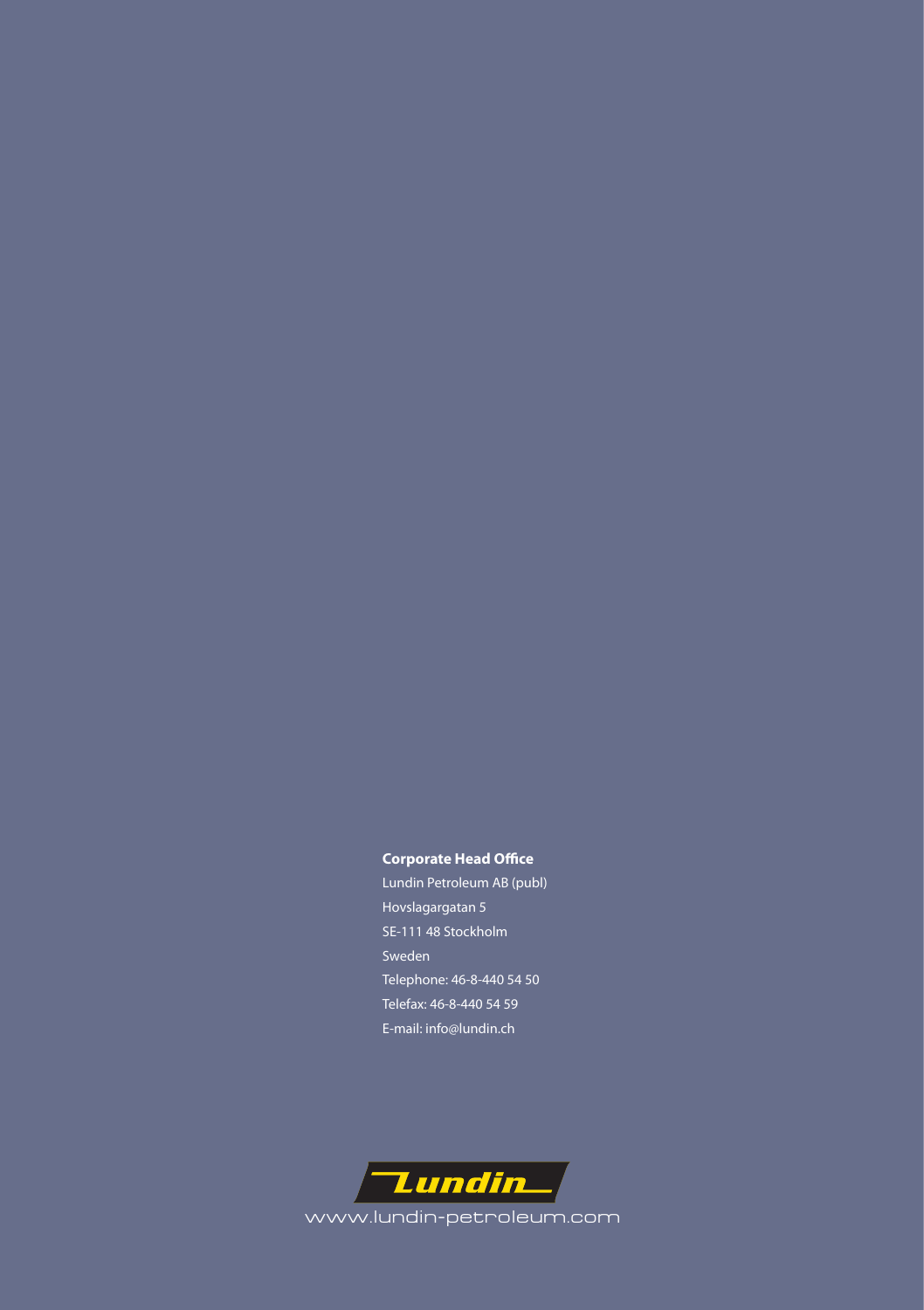**Corporate Head Office**

Lundin Petroleum AB (publ)

Hovslagargatan 5

SE-111 48 Stockholm

Sweden

Telephone: 46-8-440 54 50

Telefax: 46-8-440 54 59

E-mail: info@lundin.ch

Lundin

www.lundin-petroleum.com